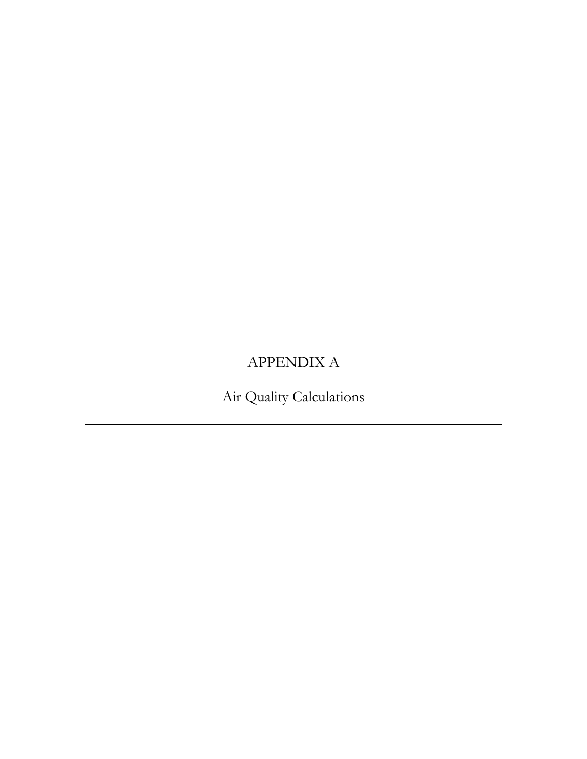---

# APPENDIX A

Air Quality Calculations

---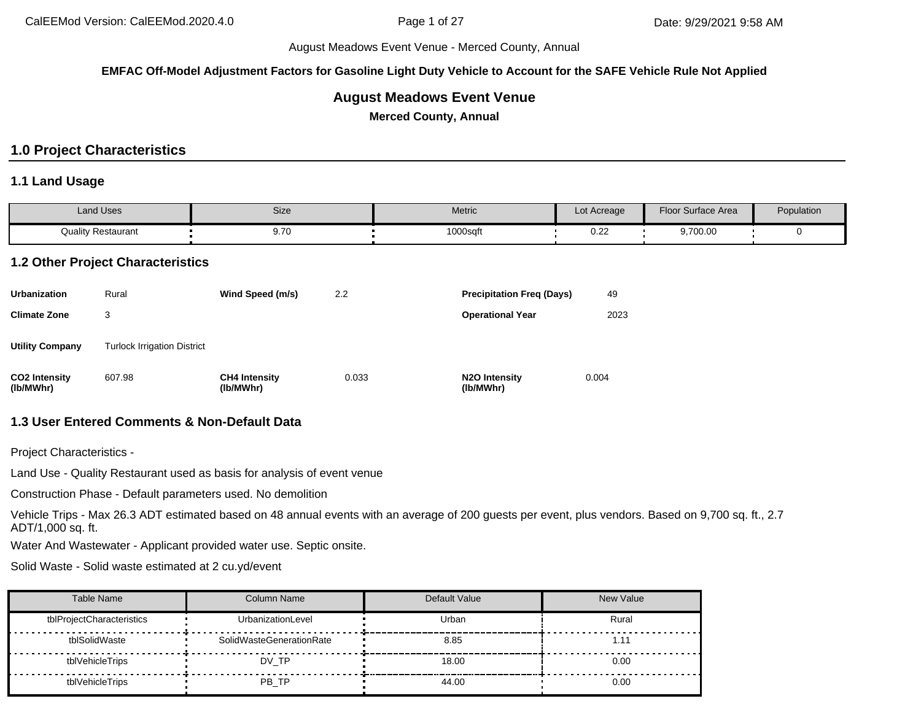August Meadows Event Venue - Merced County, Annual

**EMFAC Off-Model Adjustment Factors for Gasoline Light Duty Vehicle to Account for the SAFE Vehicle Rule Not Applied**

## August Meadows Event Venue

**Merced County, Annual**

# 1.0 Project Characteristics

## 1.1 Land Usage

| Land Uses | Size | Metric | Lot Acreage | Floor Surface Area | Population |
|---|---|---|---|---|---|
| Quality Restaurant | 9.70 | 1000sqft | 0.22 | 9,700.00 | 0 |

## 1.2 Other Project Characteristics

| | | | | | |
|---|---|---|---|---|---|
| **Urbanization** | Rural | **Wind Speed (m/s)** | 2.2 | **Precipitation Freq (Days)** | 49 |
| **Climate Zone** | 3 | | | **Operational Year** | 2023 |
| **Utility Company** | Turlock Irrigation District | | | | |
| **CO2 Intensity (lb/MWhr)** | 607.98 | **CH4 Intensity (lb/MWhr)** | 0.033 | **N2O Intensity (lb/MWhr)** | 0.004 |

## 1.3 User Entered Comments & Non-Default Data

Project Characteristics -

Land Use - Quality Restaurant used as basis for analysis of event venue

Construction Phase - Default parameters used. No demolition

Vehicle Trips - Max 26.3 ADT estimated based on 48 annual events with an average of 200 guests per event, plus vendors. Based on 9,700 sq. ft., 2.7 ADT/1,000 sq. ft.

Water And Wastewater - Applicant provided water use. Septic onsite.

Solid Waste - Solid waste estimated at 2 cu.yd/event

| Table Name | Column Name | Default Value | New Value |
|---|---|---|---|
| tblProjectCharacteristics | UrbanizationLevel | Urban | Rural |
| tblSolidWaste | SolidWasteGenerationRate | 8.85 | 1.11 |
| tblVehicleTrips | DV_TP | 18.00 | 0.00 |
| tblVehicleTrips | PB_TP | 44.00 | 0.00 |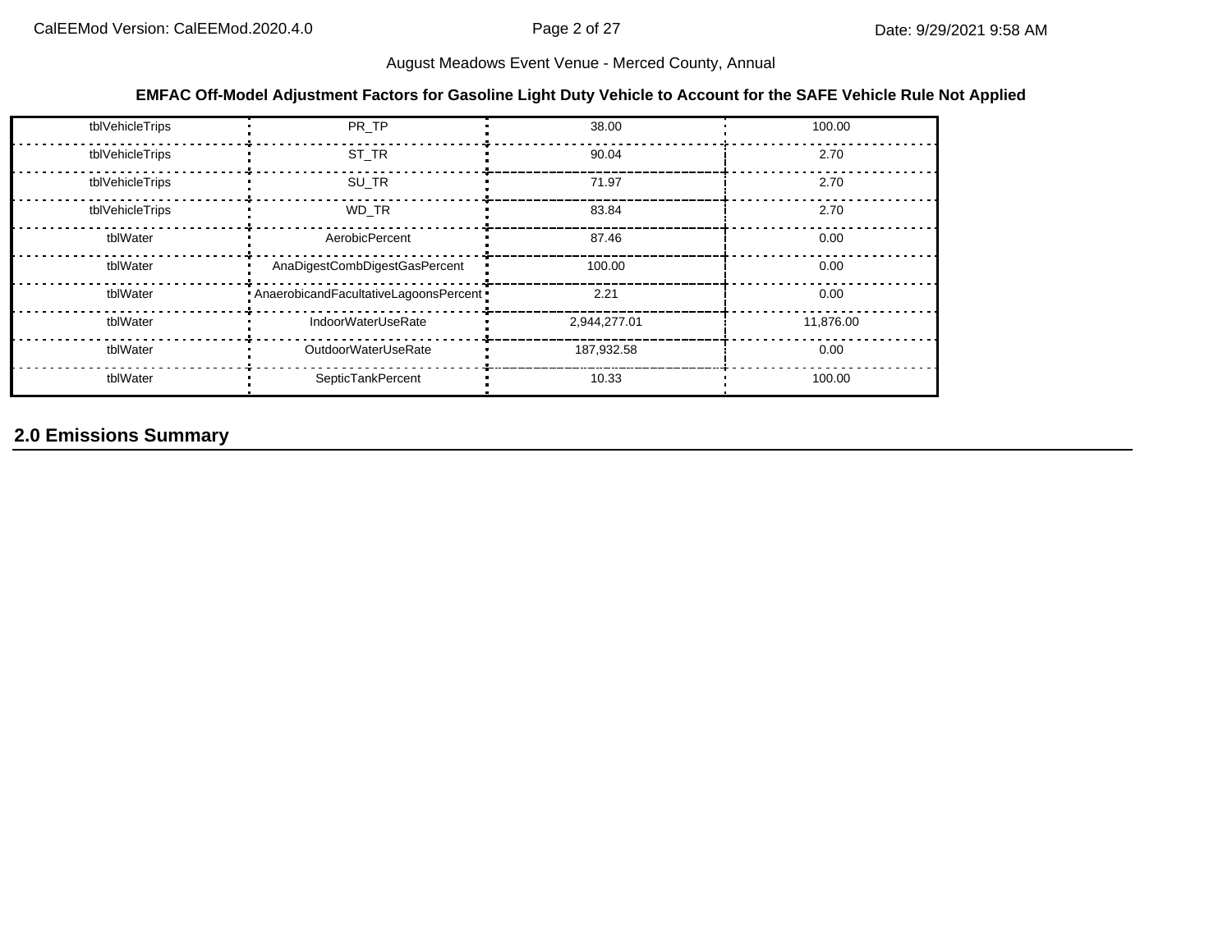**EMFAC Off-Model Adjustment Factors for Gasoline Light Duty Vehicle to Account for the SAFE Vehicle Rule Not Applied**

| | | | |
|---|---|---|---|
| tblVehicleTrips | PR_TP | 38.00 | 100.00 |
| tblVehicleTrips | ST_TR | 90.04 | 2.70 |
| tblVehicleTrips | SU_TR | 71.97 | 2.70 |
| tblVehicleTrips | WD_TR | 83.84 | 2.70 |
| tblWater | AerobicPercent | 87.46 | 0.00 |
| tblWater | AnaDigestCombDigestGasPercent | 100.00 | 0.00 |
| tblWater | AnaerobicandFacultativeLagoonsPercent | 2.21 | 0.00 |
| tblWater | IndoorWaterUseRate | 2,944,277.01 | 11,876.00 |
| tblWater | OutdoorWaterUseRate | 187,932.58 | 0.00 |
| tblWater | SepticTankPercent | 10.33 | 100.00 |

## 2.0 Emissions Summary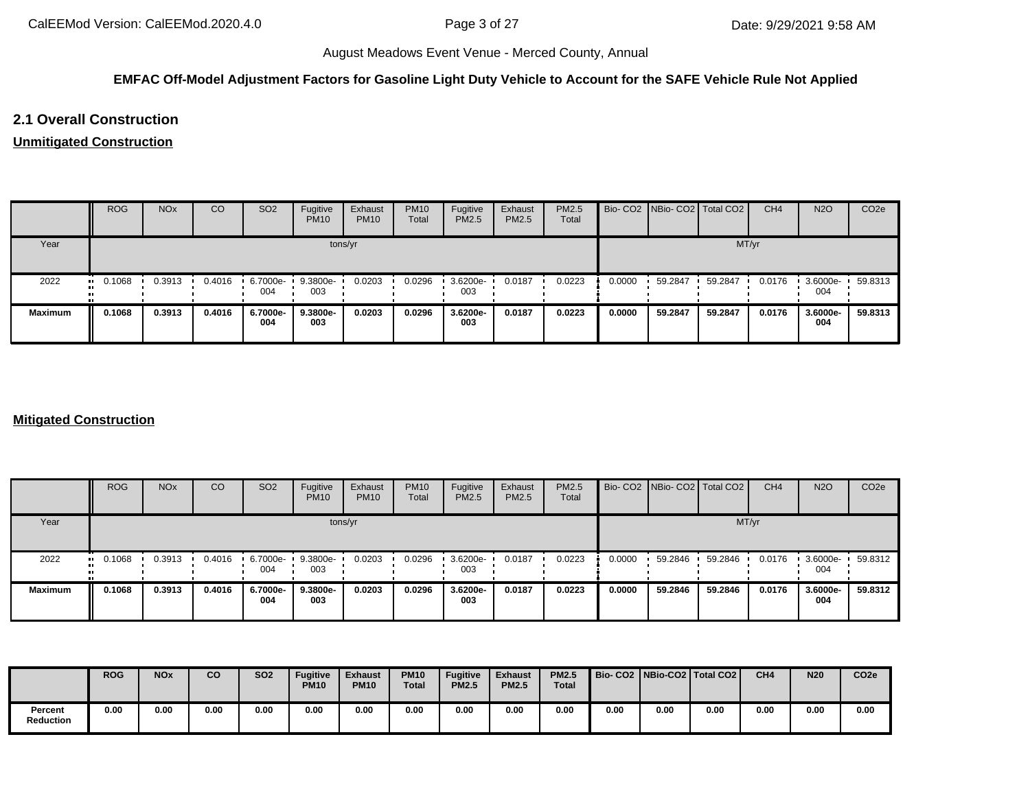August Meadows Event Venue - Merced County, Annual

**EMFAC Off-Model Adjustment Factors for Gasoline Light Duty Vehicle to Account for the SAFE Vehicle Rule Not Applied**

## 2.1 Overall Construction

### Unmitigated Construction

| | ROG | NOx | CO | SO2 | Fugitive PM10 | Exhaust PM10 | PM10 Total | Fugitive PM2.5 | Exhaust PM2.5 | PM2.5 Total | Bio- CO2 | NBio- CO2 | Total CO2 | CH4 | N2O | CO2e |
|---|---|---|---|---|---|---|---|---|---|---|---|---|---|---|---|---|
| Year | tons/yr | | | | | | | | | | MT/yr | | | | | |
| 2022 | 0.1068 | 0.3913 | 0.4016 | 6.7000e-004 | 9.3800e-003 | 0.0203 | 0.0296 | 3.6200e-003 | 0.0187 | 0.0223 | 0.0000 | 59.2847 | 59.2847 | 0.0176 | 3.6000e-004 | 59.8313 |
| **Maximum** | **0.1068** | **0.3913** | **0.4016** | **6.7000e-004** | **9.3800e-003** | **0.0203** | **0.0296** | **3.6200e-003** | **0.0187** | **0.0223** | **0.0000** | **59.2847** | **59.2847** | **0.0176** | **3.6000e-004** | **59.8313** |

### Mitigated Construction

| | ROG | NOx | CO | SO2 | Fugitive PM10 | Exhaust PM10 | PM10 Total | Fugitive PM2.5 | Exhaust PM2.5 | PM2.5 Total | Bio- CO2 | NBio- CO2 | Total CO2 | CH4 | N2O | CO2e |
|---|---|---|---|---|---|---|---|---|---|---|---|---|---|---|---|---|
| Year | tons/yr | | | | | | | | | | MT/yr | | | | | |
| 2022 | 0.1068 | 0.3913 | 0.4016 | 6.7000e-004 | 9.3800e-003 | 0.0203 | 0.0296 | 3.6200e-003 | 0.0187 | 0.0223 | 0.0000 | 59.2846 | 59.2846 | 0.0176 | 3.6000e-004 | 59.8312 |
| **Maximum** | **0.1068** | **0.3913** | **0.4016** | **6.7000e-004** | **9.3800e-003** | **0.0203** | **0.0296** | **3.6200e-003** | **0.0187** | **0.0223** | **0.0000** | **59.2846** | **59.2846** | **0.0176** | **3.6000e-004** | **59.8312** |

| | **ROG** | **NOx** | **CO** | **SO2** | **Fugitive PM10** | **Exhaust PM10** | **PM10 Total** | **Fugitive PM2.5** | **Exhaust PM2.5** | **PM2.5 Total** | **Bio- CO2** | **NBio-CO2** | **Total CO2** | **CH4** | **N20** | **CO2e** |
|---|---|---|---|---|---|---|---|---|---|---|---|---|---|---|---|---|
| **Percent Reduction** | **0.00** | **0.00** | **0.00** | **0.00** | **0.00** | **0.00** | **0.00** | **0.00** | **0.00** | **0.00** | **0.00** | **0.00** | **0.00** | **0.00** | **0.00** | **0.00** |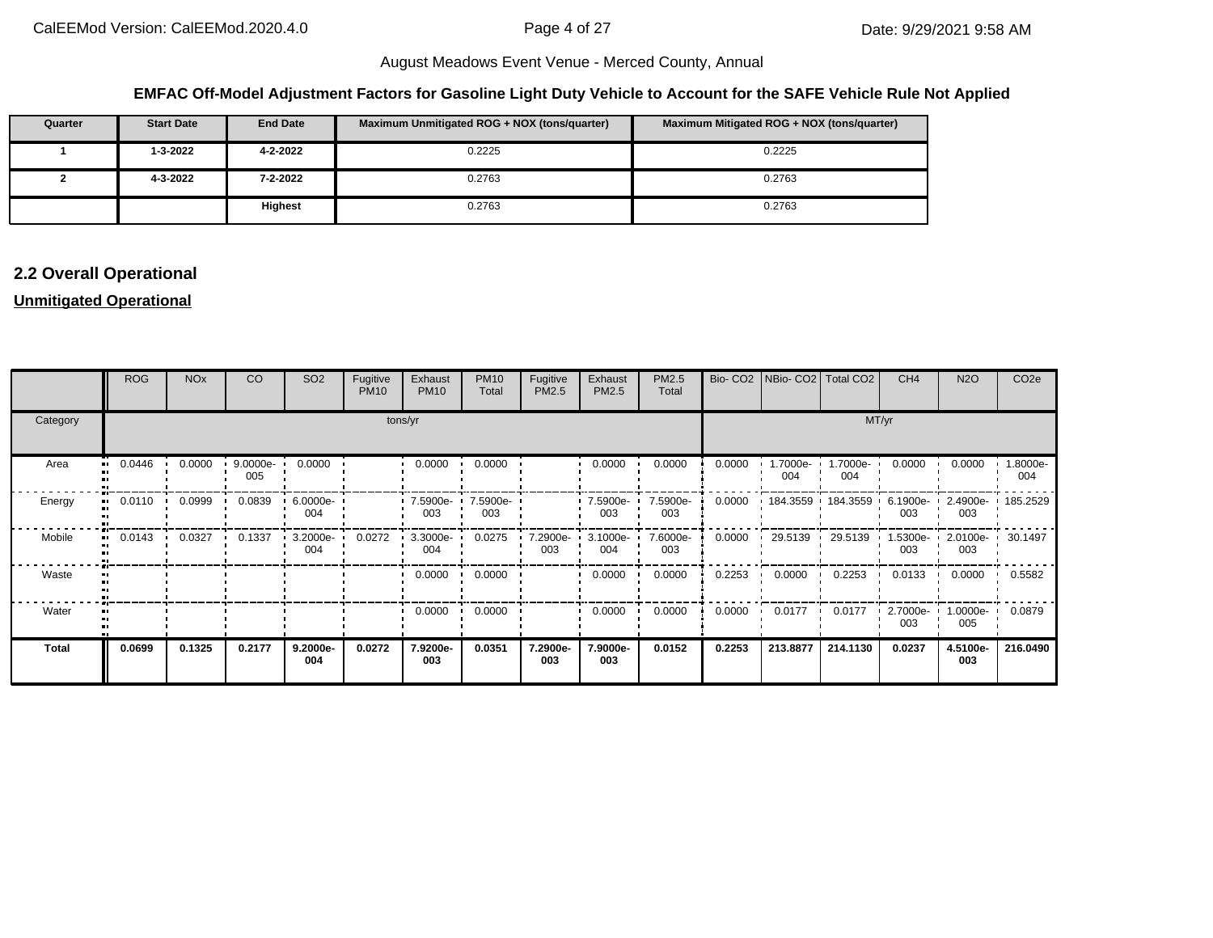August Meadows Event Venue - Merced County, Annual

**EMFAC Off-Model Adjustment Factors for Gasoline Light Duty Vehicle to Account for the SAFE Vehicle Rule Not Applied**

| Quarter | Start Date | End Date | Maximum Unmitigated ROG + NOX (tons/quarter) | Maximum Mitigated ROG + NOX (tons/quarter) |
|---|---|---|---|---|
| 1 | 1-3-2022 | 4-2-2022 | 0.2225 | 0.2225 |
| 2 | 4-3-2022 | 7-2-2022 | 0.2763 | 0.2763 |
| | | **Highest** | 0.2763 | 0.2763 |

## 2.2 Overall Operational

**Unmitigated Operational**

| | ROG | NOx | CO | SO2 | Fugitive PM10 | Exhaust PM10 | PM10 Total | Fugitive PM2.5 | Exhaust PM2.5 | PM2.5 Total | Bio- CO2 | NBio- CO2 | Total CO2 | CH4 | N2O | CO2e |
|---|---|---|---|---|---|---|---|---|---|---|---|---|---|---|---|---|
| Category | tons/yr | | | | | | | | | | MT/yr | | | | | |
| Area | 0.0446 | 0.0000 | 9.0000e-005 | 0.0000 | | 0.0000 | 0.0000 | | 0.0000 | 0.0000 | 0.0000 | 1.7000e-004 | 1.7000e-004 | 0.0000 | 0.0000 | 1.8000e-004 |
| Energy | 0.0110 | 0.0999 | 0.0839 | 6.0000e-004 | | 7.5900e-003 | 7.5900e-003 | | 7.5900e-003 | 7.5900e-003 | 0.0000 | 184.3559 | 184.3559 | 6.1900e-003 | 2.4900e-003 | 185.2529 |
| Mobile | 0.0143 | 0.0327 | 0.1337 | 3.2000e-004 | 0.0272 | 3.3000e-004 | 0.0275 | 7.2900e-003 | 3.1000e-004 | 7.6000e-003 | 0.0000 | 29.5139 | 29.5139 | 1.5300e-003 | 2.0100e-003 | 30.1497 |
| Waste | | | | | | 0.0000 | 0.0000 | | 0.0000 | 0.0000 | 0.2253 | 0.0000 | 0.2253 | 0.0133 | 0.0000 | 0.5582 |
| Water | | | | | | 0.0000 | 0.0000 | | 0.0000 | 0.0000 | 0.0000 | 0.0177 | 0.0177 | 2.7000e-003 | 1.0000e-005 | 0.0879 |
| **Total** | **0.0699** | **0.1325** | **0.2177** | **9.2000e-004** | **0.0272** | **7.9200e-003** | **0.0351** | **7.2900e-003** | **7.9000e-003** | **0.0152** | **0.2253** | **213.8877** | **214.1130** | **0.0237** | **4.5100e-003** | **216.0490** |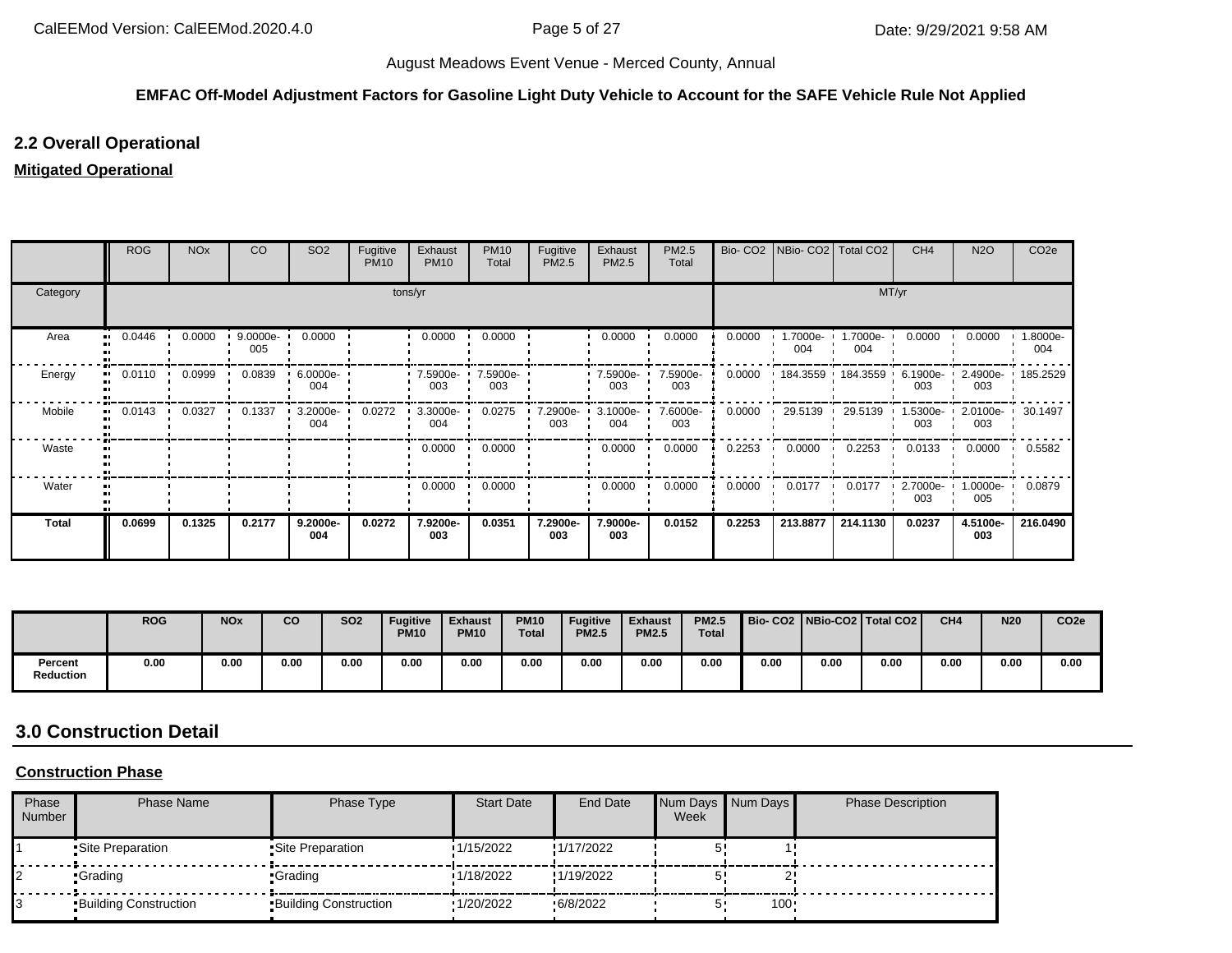**EMFAC Off-Model Adjustment Factors for Gasoline Light Duty Vehicle to Account for the SAFE Vehicle Rule Not Applied**

## 2.2 Overall Operational

**Mitigated Operational**

| | ROG | NOx | CO | SO2 | Fugitive PM10 | Exhaust PM10 | PM10 Total | Fugitive PM2.5 | Exhaust PM2.5 | PM2.5 Total | Bio- CO2 | NBio- CO2 | Total CO2 | CH4 | N2O | CO2e |
|---|---|---|---|---|---|---|---|---|---|---|---|---|---|---|---|---|
| Category | tons/yr | | | | | | | | | | MT/yr | | | | | |
| Area | 0.0446 | 0.0000 | 9.0000e-005 | 0.0000 | | 0.0000 | 0.0000 | | 0.0000 | 0.0000 | 0.0000 | 1.7000e-004 | 1.7000e-004 | 0.0000 | 0.0000 | 1.8000e-004 |
| Energy | 0.0110 | 0.0999 | 0.0839 | 6.0000e-004 | | 7.5900e-003 | 7.5900e-003 | | 7.5900e-003 | 7.5900e-003 | 0.0000 | 184.3559 | 184.3559 | 6.1900e-003 | 2.4900e-003 | 185.2529 |
| Mobile | 0.0143 | 0.0327 | 0.1337 | 3.2000e-004 | 0.0272 | 3.3000e-004 | 0.0275 | 7.2900e-003 | 3.1000e-004 | 7.6000e-003 | 0.0000 | 29.5139 | 29.5139 | 1.5300e-003 | 2.0100e-003 | 30.1497 |
| Waste | | | | | | 0.0000 | 0.0000 | | 0.0000 | 0.0000 | 0.2253 | 0.0000 | 0.2253 | 0.0133 | 0.0000 | 0.5582 |
| Water | | | | | | 0.0000 | 0.0000 | | 0.0000 | 0.0000 | 0.0000 | 0.0177 | 0.0177 | 2.7000e-003 | 1.0000e-005 | 0.0879 |
| **Total** | **0.0699** | **0.1325** | **0.2177** | **9.2000e-004** | **0.0272** | **7.9200e-003** | **0.0351** | **7.2900e-003** | **7.9000e-003** | **0.0152** | **0.2253** | **213.8877** | **214.1130** | **0.0237** | **4.5100e-003** | **216.0490** |

| | ROG | NOx | CO | SO2 | Fugitive PM10 | Exhaust PM10 | PM10 Total | Fugitive PM2.5 | Exhaust PM2.5 | PM2.5 Total | Bio- CO2 | NBio-CO2 | Total CO2 | CH4 | N20 | CO2e |
|---|---|---|---|---|---|---|---|---|---|---|---|---|---|---|---|---|
| **Percent Reduction** | 0.00 | 0.00 | 0.00 | 0.00 | 0.00 | 0.00 | 0.00 | 0.00 | 0.00 | 0.00 | 0.00 | 0.00 | 0.00 | 0.00 | 0.00 | 0.00 |

## 3.0 Construction Detail

**Construction Phase**

| Phase Number | Phase Name | Phase Type | Start Date | End Date | Num Days Week | Num Days | Phase Description |
|---|---|---|---|---|---|---|---|
| 1 | Site Preparation | Site Preparation | 1/15/2022 | 1/17/2022 | 5 | 1 | |
| 2 | Grading | Grading | 1/18/2022 | 1/19/2022 | 5 | 2 | |
| 3 | Building Construction | Building Construction | 1/20/2022 | 6/8/2022 | 5 | 100 | |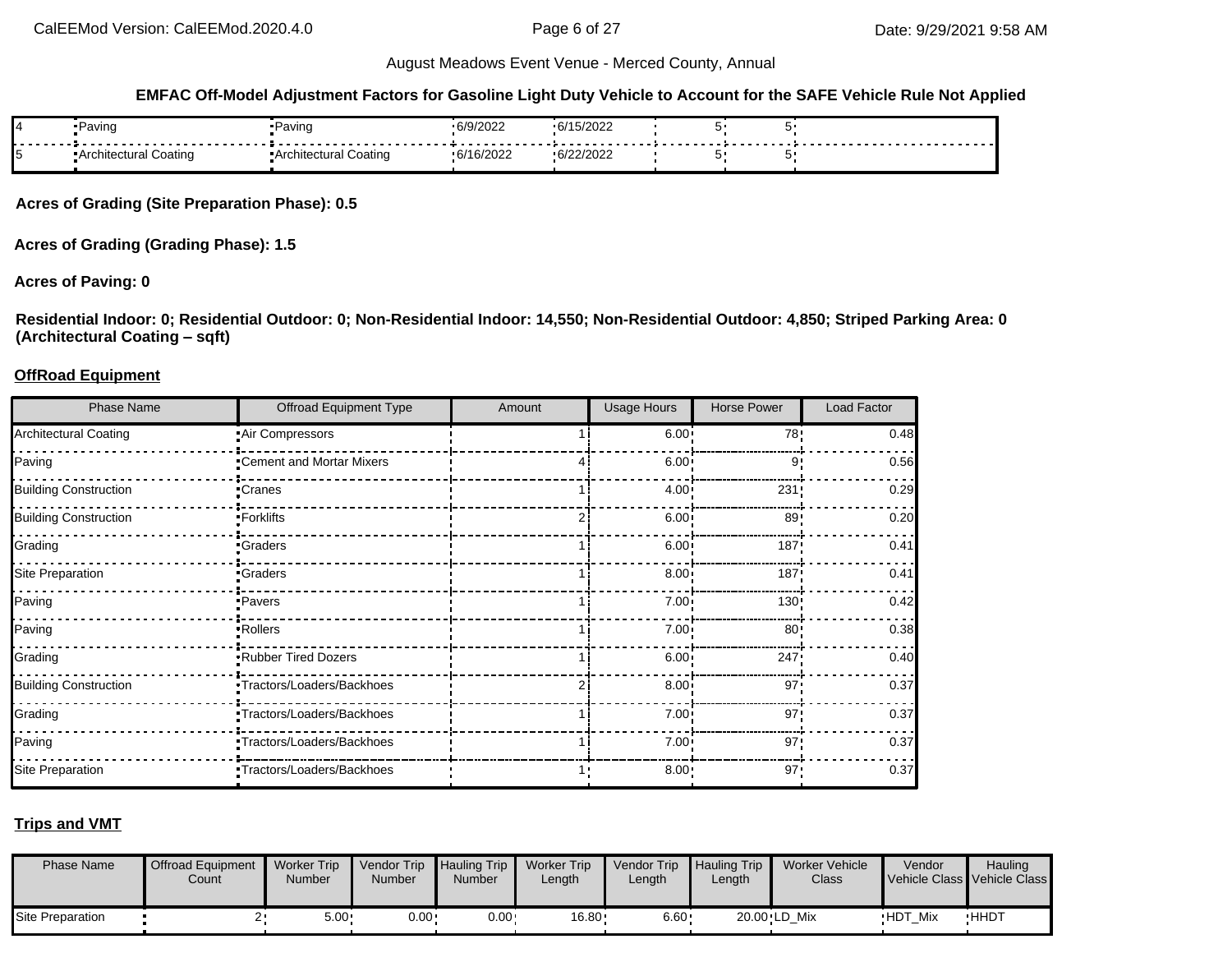August Meadows Event Venue - Merced County, Annual

**EMFAC Off-Model Adjustment Factors for Gasoline Light Duty Vehicle to Account for the SAFE Vehicle Rule Not Applied**

| | | | | | | | |
|---|---|---|---|---|---|---|---|
| 4 | Paving | Paving | 6/9/2022 | 6/15/2022 | 5 | 5 | |
| 5 | Architectural Coating | Architectural Coating | 6/16/2022 | 6/22/2022 | 5 | 5 | |

**Acres of Grading (Site Preparation Phase): 0.5**

**Acres of Grading (Grading Phase): 1.5**

**Acres of Paving: 0**

**Residential Indoor: 0; Residential Outdoor: 0; Non-Residential Indoor: 14,550; Non-Residential Outdoor: 4,850; Striped Parking Area: 0 (Architectural Coating – sqft)**

**OffRoad Equipment**

| Phase Name | Offroad Equipment Type | Amount | Usage Hours | Horse Power | Load Factor |
|---|---|---|---|---|---|
| Architectural Coating | Air Compressors | 1 | 6.00 | 78 | 0.48 |
| Paving | Cement and Mortar Mixers | 4 | 6.00 | 9 | 0.56 |
| Building Construction | Cranes | 1 | 4.00 | 231 | 0.29 |
| Building Construction | Forklifts | 2 | 6.00 | 89 | 0.20 |
| Grading | Graders | 1 | 6.00 | 187 | 0.41 |
| Site Preparation | Graders | 1 | 8.00 | 187 | 0.41 |
| Paving | Pavers | 1 | 7.00 | 130 | 0.42 |
| Paving | Rollers | 1 | 7.00 | 80 | 0.38 |
| Grading | Rubber Tired Dozers | 1 | 6.00 | 247 | 0.40 |
| Building Construction | Tractors/Loaders/Backhoes | 2 | 8.00 | 97 | 0.37 |
| Grading | Tractors/Loaders/Backhoes | 1 | 7.00 | 97 | 0.37 |
| Paving | Tractors/Loaders/Backhoes | 1 | 7.00 | 97 | 0.37 |
| Site Preparation | Tractors/Loaders/Backhoes | 1 | 8.00 | 97 | 0.37 |

**Trips and VMT**

| Phase Name | Offroad Equipment Count | Worker Trip Number | Vendor Trip Number | Hauling Trip Number | Worker Trip Length | Vendor Trip Length | Hauling Trip Length | Worker Vehicle Class | Vendor Vehicle Class | Hauling Vehicle Class |
|---|---|---|---|---|---|---|---|---|---|---|
| Site Preparation | 2 | 5.00 | 0.00 | 0.00 | 16.80 | 6.60 | 20.00 | LD_Mix | HDT_Mix | HHDT |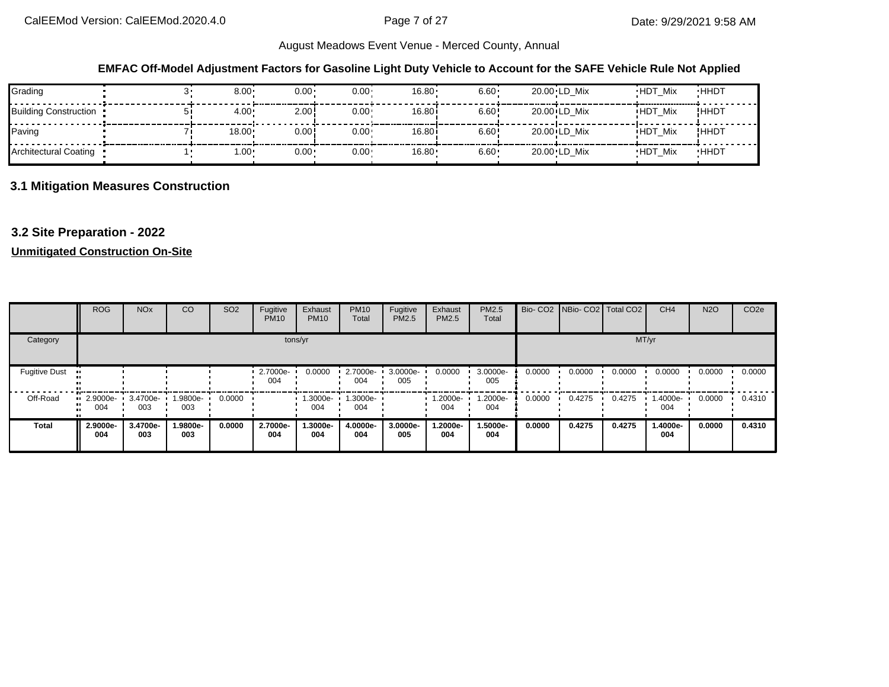**EMFAC Off-Model Adjustment Factors for Gasoline Light Duty Vehicle to Account for the SAFE Vehicle Rule Not Applied**

| | | | | | | | | | | |
|---|---|---|---|---|---|---|---|---|---|---|
| Grading | 3 | 8.00 | 0.00 | 0.00 | 16.80 | 6.60 | 20.00 | LD_Mix | HDT_Mix | HHDT |
| Building Construction | 5 | 4.00 | 2.00 | 0.00 | 16.80 | 6.60 | 20.00 | LD_Mix | HDT_Mix | HHDT |
| Paving | 7 | 18.00 | 0.00 | 0.00 | 16.80 | 6.60 | 20.00 | LD_Mix | HDT_Mix | HHDT |
| Architectural Coating | 1 | 1.00 | 0.00 | 0.00 | 16.80 | 6.60 | 20.00 | LD_Mix | HDT_Mix | HHDT |

## 3.1 Mitigation Measures Construction

## 3.2 Site Preparation - 2022

**Unmitigated Construction On-Site**

| | ROG | NOx | CO | SO2 | Fugitive PM10 | Exhaust PM10 | PM10 Total | Fugitive PM2.5 | Exhaust PM2.5 | PM2.5 Total | Bio- CO2 | NBio- CO2 | Total CO2 | CH4 | N2O | CO2e |
|---|---|---|---|---|---|---|---|---|---|---|---|---|---|---|---|---|
| Category | tons/yr | | | | | | | | | | MT/yr | | | | | |
| Fugitive Dust | | | | | 2.7000e-004 | 0.0000 | 2.7000e-004 | 3.0000e-005 | 0.0000 | 3.0000e-005 | 0.0000 | 0.0000 | 0.0000 | 0.0000 | 0.0000 | 0.0000 |
| Off-Road | 2.9000e-004 | 3.4700e-003 | 1.9800e-003 | 0.0000 | | 1.3000e-004 | 1.3000e-004 | | 1.2000e-004 | 1.2000e-004 | 0.0000 | 0.4275 | 0.4275 | 1.4000e-004 | 0.0000 | 0.4310 |
| **Total** | **2.9000e-004** | **3.4700e-003** | **1.9800e-003** | **0.0000** | **2.7000e-004** | **1.3000e-004** | **4.0000e-004** | **3.0000e-005** | **1.2000e-004** | **1.5000e-004** | **0.0000** | **0.4275** | **0.4275** | **1.4000e-004** | **0.0000** | **0.4310** |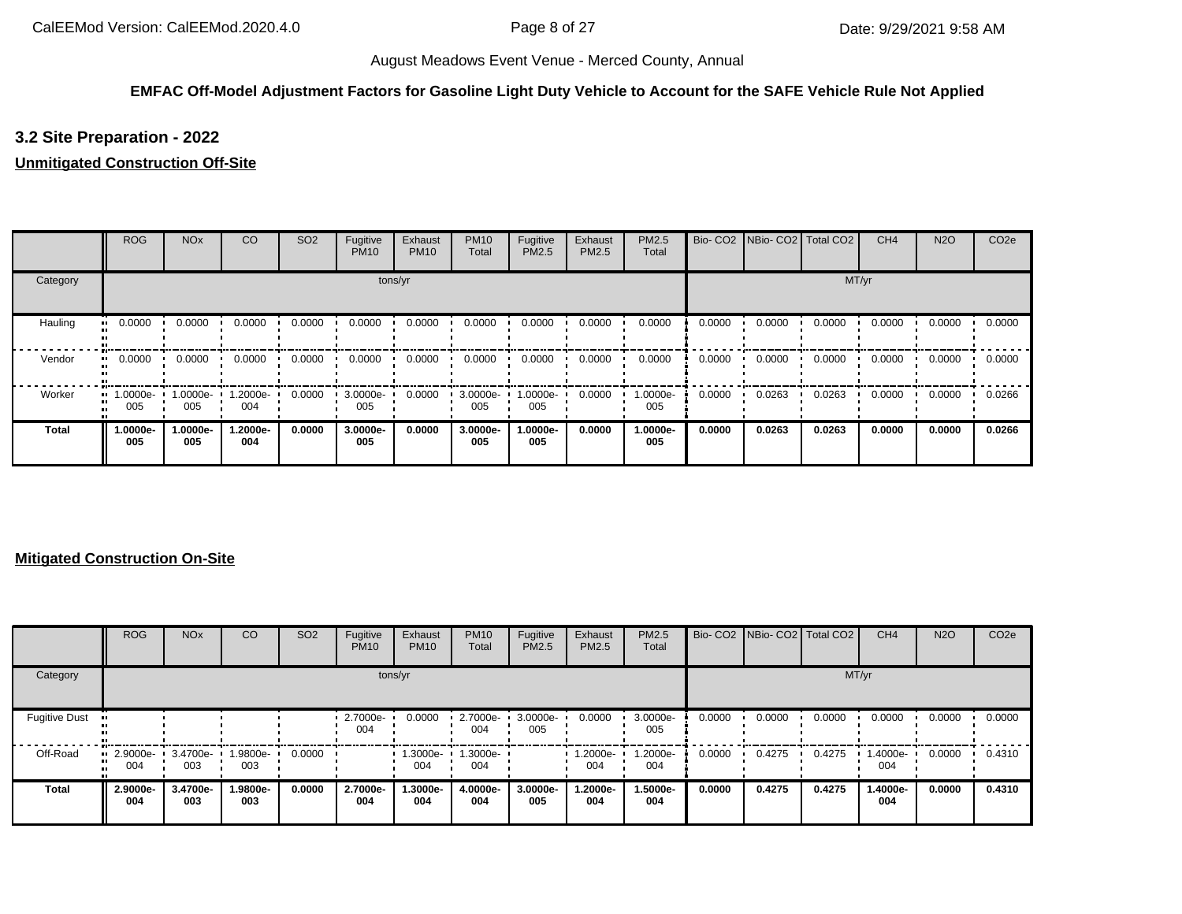August Meadows Event Venue - Merced County, Annual

**EMFAC Off-Model Adjustment Factors for Gasoline Light Duty Vehicle to Account for the SAFE Vehicle Rule Not Applied**

## 3.2 Site Preparation - 2022

**Unmitigated Construction Off-Site**

| | ROG | NOx | CO | SO2 | Fugitive PM10 | Exhaust PM10 | PM10 Total | Fugitive PM2.5 | Exhaust PM2.5 | PM2.5 Total | Bio- CO2 | NBio- CO2 | Total CO2 | CH4 | N2O | CO2e |
|---|---|---|---|---|---|---|---|---|---|---|---|---|---|---|---|---|
| Category | tons/yr | | | | | | | | | | MT/yr | | | | | |
| Hauling | 0.0000 | 0.0000 | 0.0000 | 0.0000 | 0.0000 | 0.0000 | 0.0000 | 0.0000 | 0.0000 | 0.0000 | 0.0000 | 0.0000 | 0.0000 | 0.0000 | 0.0000 | 0.0000 |
| Vendor | 0.0000 | 0.0000 | 0.0000 | 0.0000 | 0.0000 | 0.0000 | 0.0000 | 0.0000 | 0.0000 | 0.0000 | 0.0000 | 0.0000 | 0.0000 | 0.0000 | 0.0000 | 0.0000 |
| Worker | 1.0000e-005 | 1.0000e-005 | 1.2000e-004 | 0.0000 | 3.0000e-005 | 0.0000 | 3.0000e-005 | 1.0000e-005 | 0.0000 | 1.0000e-005 | 0.0000 | 0.0263 | 0.0263 | 0.0000 | 0.0000 | 0.0266 |
| **Total** | **1.0000e-005** | **1.0000e-005** | **1.2000e-004** | **0.0000** | **3.0000e-005** | **0.0000** | **3.0000e-005** | **1.0000e-005** | **0.0000** | **1.0000e-005** | **0.0000** | **0.0263** | **0.0263** | **0.0000** | **0.0000** | **0.0266** |

**Mitigated Construction On-Site**

| | ROG | NOx | CO | SO2 | Fugitive PM10 | Exhaust PM10 | PM10 Total | Fugitive PM2.5 | Exhaust PM2.5 | PM2.5 Total | Bio- CO2 | NBio- CO2 | Total CO2 | CH4 | N2O | CO2e |
|---|---|---|---|---|---|---|---|---|---|---|---|---|---|---|---|---|
| Category | tons/yr | | | | | | | | | | MT/yr | | | | | |
| Fugitive Dust | | | | | 2.7000e-004 | 0.0000 | 2.7000e-004 | 3.0000e-005 | 0.0000 | 3.0000e-005 | 0.0000 | 0.0000 | 0.0000 | 0.0000 | 0.0000 | 0.0000 |
| Off-Road | 2.9000e-004 | 3.4700e-003 | 1.9800e-003 | 0.0000 | | 1.3000e-004 | 1.3000e-004 | | 1.2000e-004 | 1.2000e-004 | 0.0000 | 0.4275 | 0.4275 | 1.4000e-004 | 0.0000 | 0.4310 |
| **Total** | **2.9000e-004** | **3.4700e-003** | **1.9800e-003** | **0.0000** | **2.7000e-004** | **1.3000e-004** | **4.0000e-004** | **3.0000e-005** | **1.2000e-004** | **1.5000e-004** | **0.0000** | **0.4275** | **0.4275** | **1.4000e-004** | **0.0000** | **0.4310** |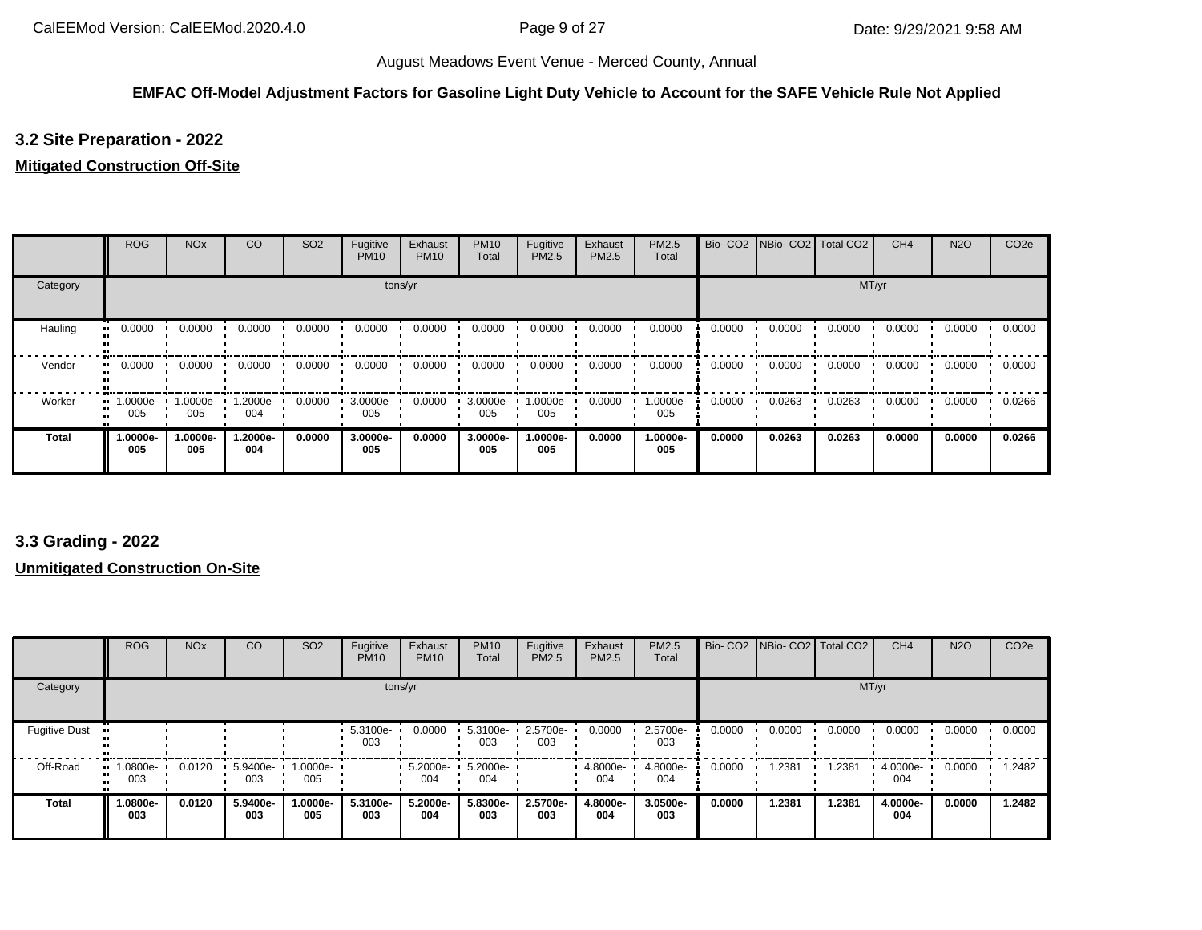August Meadows Event Venue - Merced County, Annual

**EMFAC Off-Model Adjustment Factors for Gasoline Light Duty Vehicle to Account for the SAFE Vehicle Rule Not Applied**

## 3.2 Site Preparation - 2022

**Mitigated Construction Off-Site**

| | ROG | NOx | CO | SO2 | Fugitive PM10 | Exhaust PM10 | PM10 Total | Fugitive PM2.5 | Exhaust PM2.5 | PM2.5 Total | Bio- CO2 | NBio- CO2 | Total CO2 | CH4 | N2O | CO2e |
|---|---|---|---|---|---|---|---|---|---|---|---|---|---|---|---|---|
| Category | tons/yr | | | | | | | | | | MT/yr | | | | | |
| Hauling | 0.0000 | 0.0000 | 0.0000 | 0.0000 | 0.0000 | 0.0000 | 0.0000 | 0.0000 | 0.0000 | 0.0000 | 0.0000 | 0.0000 | 0.0000 | 0.0000 | 0.0000 | 0.0000 |
| Vendor | 0.0000 | 0.0000 | 0.0000 | 0.0000 | 0.0000 | 0.0000 | 0.0000 | 0.0000 | 0.0000 | 0.0000 | 0.0000 | 0.0000 | 0.0000 | 0.0000 | 0.0000 | 0.0000 |
| Worker | 1.0000e-005 | 1.0000e-005 | 1.2000e-004 | 0.0000 | 3.0000e-005 | 0.0000 | 3.0000e-005 | 1.0000e-005 | 0.0000 | 1.0000e-005 | 0.0000 | 0.0263 | 0.0263 | 0.0000 | 0.0000 | 0.0266 |
| **Total** | **1.0000e-005** | **1.0000e-005** | **1.2000e-004** | **0.0000** | **3.0000e-005** | **0.0000** | **3.0000e-005** | **1.0000e-005** | **0.0000** | **1.0000e-005** | **0.0000** | **0.0263** | **0.0263** | **0.0000** | **0.0000** | **0.0266** |

## 3.3 Grading - 2022

**Unmitigated Construction On-Site**

| | ROG | NOx | CO | SO2 | Fugitive PM10 | Exhaust PM10 | PM10 Total | Fugitive PM2.5 | Exhaust PM2.5 | PM2.5 Total | Bio- CO2 | NBio- CO2 | Total CO2 | CH4 | N2O | CO2e |
|---|---|---|---|---|---|---|---|---|---|---|---|---|---|---|---|---|
| Category | tons/yr | | | | | | | | | | MT/yr | | | | | |
| Fugitive Dust | | | | | 5.3100e-003 | 0.0000 | 5.3100e-003 | 2.5700e-003 | 0.0000 | 2.5700e-003 | 0.0000 | 0.0000 | 0.0000 | 0.0000 | 0.0000 | 0.0000 |
| Off-Road | 1.0800e-003 | 0.0120 | 5.9400e-003 | 1.0000e-005 | | 5.2000e-004 | 5.2000e-004 | | 4.8000e-004 | 4.8000e-004 | 0.0000 | 1.2381 | 1.2381 | 4.0000e-004 | 0.0000 | 1.2482 |
| **Total** | **1.0800e-003** | **0.0120** | **5.9400e-003** | **1.0000e-005** | **5.3100e-003** | **5.2000e-004** | **5.8300e-003** | **2.5700e-003** | **4.8000e-004** | **3.0500e-003** | **0.0000** | **1.2381** | **1.2381** | **4.0000e-004** | **0.0000** | **1.2482** |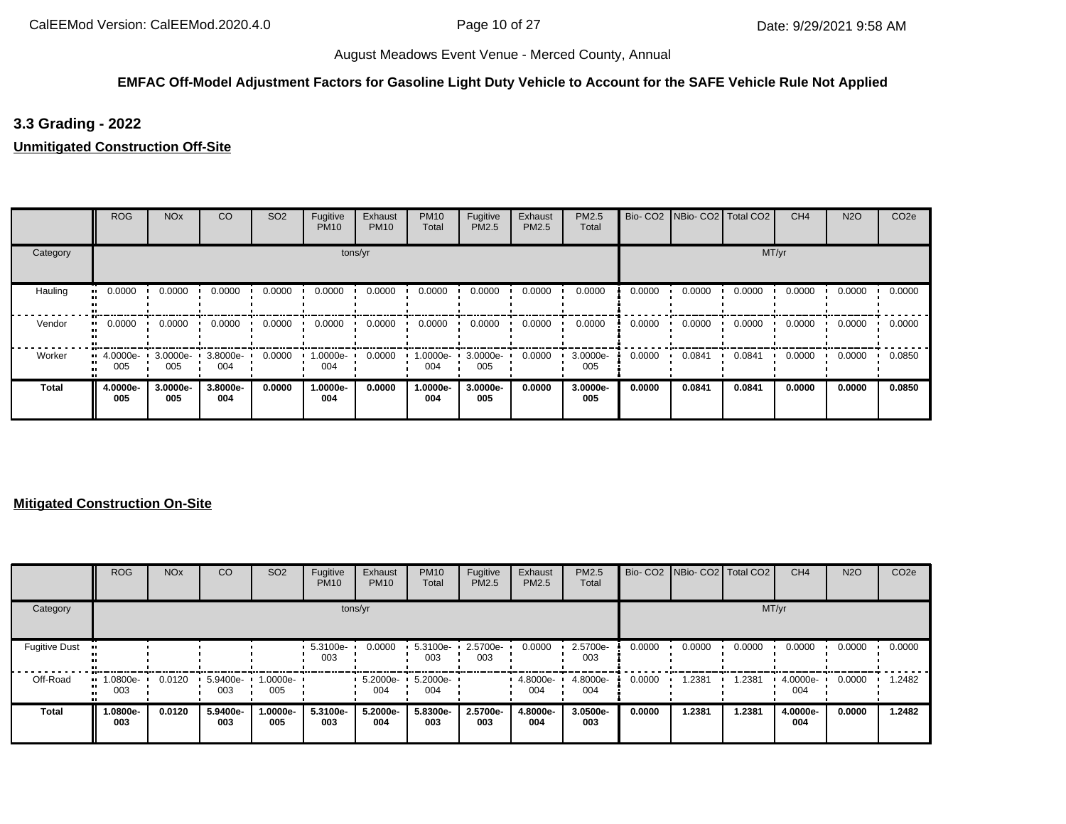**EMFAC Off-Model Adjustment Factors for Gasoline Light Duty Vehicle to Account for the SAFE Vehicle Rule Not Applied**

## 3.3 Grading - 2022

**Unmitigated Construction Off-Site**

| | ROG | NOx | CO | SO2 | Fugitive PM10 | Exhaust PM10 | PM10 Total | Fugitive PM2.5 | Exhaust PM2.5 | PM2.5 Total | Bio- CO2 | NBio- CO2 | Total CO2 | CH4 | N2O | CO2e |
|---|---|---|---|---|---|---|---|---|---|---|---|---|---|---|---|---|
| Category | tons/yr | | | | | | | | | | MT/yr | | | | | |
| Hauling | 0.0000 | 0.0000 | 0.0000 | 0.0000 | 0.0000 | 0.0000 | 0.0000 | 0.0000 | 0.0000 | 0.0000 | 0.0000 | 0.0000 | 0.0000 | 0.0000 | 0.0000 | 0.0000 |
| Vendor | 0.0000 | 0.0000 | 0.0000 | 0.0000 | 0.0000 | 0.0000 | 0.0000 | 0.0000 | 0.0000 | 0.0000 | 0.0000 | 0.0000 | 0.0000 | 0.0000 | 0.0000 | 0.0000 |
| Worker | 4.0000e-005 | 3.0000e-005 | 3.8000e-004 | 0.0000 | 1.0000e-004 | 0.0000 | 1.0000e-004 | 3.0000e-005 | 0.0000 | 3.0000e-005 | 0.0000 | 0.0841 | 0.0841 | 0.0000 | 0.0000 | 0.0850 |
| **Total** | **4.0000e-005** | **3.0000e-005** | **3.8000e-004** | **0.0000** | **1.0000e-004** | **0.0000** | **1.0000e-004** | **3.0000e-005** | **0.0000** | **3.0000e-005** | **0.0000** | **0.0841** | **0.0841** | **0.0000** | **0.0000** | **0.0850** |

**Mitigated Construction On-Site**

| | ROG | NOx | CO | SO2 | Fugitive PM10 | Exhaust PM10 | PM10 Total | Fugitive PM2.5 | Exhaust PM2.5 | PM2.5 Total | Bio- CO2 | NBio- CO2 | Total CO2 | CH4 | N2O | CO2e |
|---|---|---|---|---|---|---|---|---|---|---|---|---|---|---|---|---|
| Category | tons/yr | | | | | | | | | | MT/yr | | | | | |
| Fugitive Dust | | | | | 5.3100e-003 | 0.0000 | 5.3100e-003 | 2.5700e-003 | 0.0000 | 2.5700e-003 | 0.0000 | 0.0000 | 0.0000 | 0.0000 | 0.0000 | 0.0000 |
| Off-Road | 1.0800e-003 | 0.0120 | 5.9400e-003 | 1.0000e-005 | | 5.2000e-004 | 5.2000e-004 | | 4.8000e-004 | 4.8000e-004 | 0.0000 | 1.2381 | 1.2381 | 4.0000e-004 | 0.0000 | 1.2482 |
| **Total** | **1.0800e-003** | **0.0120** | **5.9400e-003** | **1.0000e-005** | **5.3100e-003** | **5.2000e-004** | **5.8300e-003** | **2.5700e-003** | **4.8000e-004** | **3.0500e-003** | **0.0000** | **1.2381** | **1.2381** | **4.0000e-004** | **0.0000** | **1.2482** |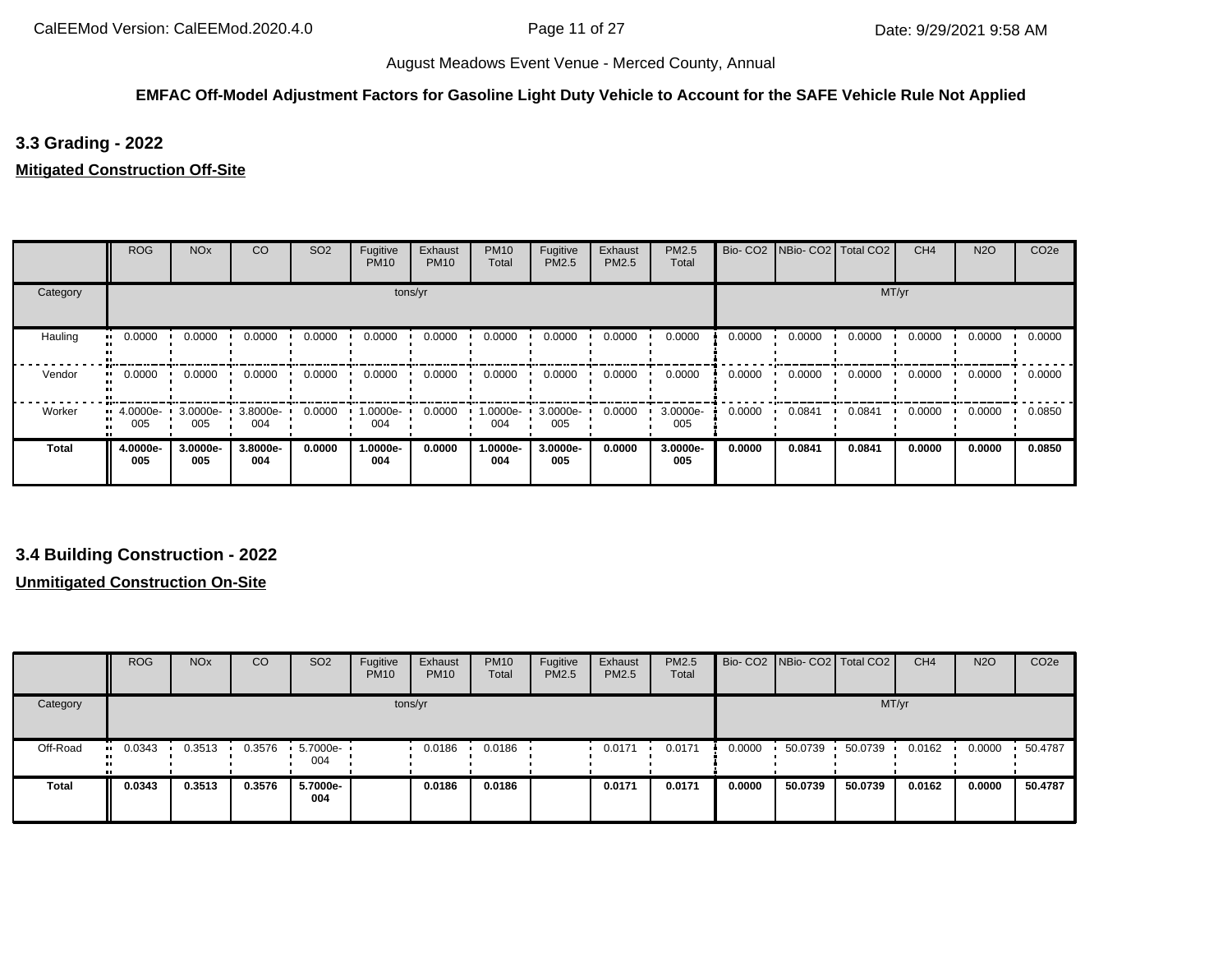**EMFAC Off-Model Adjustment Factors for Gasoline Light Duty Vehicle to Account for the SAFE Vehicle Rule Not Applied**

### 3.3 Grading - 2022

**Mitigated Construction Off-Site**

| | ROG | NOx | CO | SO2 | Fugitive PM10 | Exhaust PM10 | PM10 Total | Fugitive PM2.5 | Exhaust PM2.5 | PM2.5 Total | Bio- CO2 | NBio- CO2 | Total CO2 | CH4 | N2O | CO2e |
|---|---|---|---|---|---|---|---|---|---|---|---|---|---|---|---|---|
| Category | tons/yr | | | | | | | | | | MT/yr | | | | | |
| Hauling | 0.0000 | 0.0000 | 0.0000 | 0.0000 | 0.0000 | 0.0000 | 0.0000 | 0.0000 | 0.0000 | 0.0000 | 0.0000 | 0.0000 | 0.0000 | 0.0000 | 0.0000 | 0.0000 |
| Vendor | 0.0000 | 0.0000 | 0.0000 | 0.0000 | 0.0000 | 0.0000 | 0.0000 | 0.0000 | 0.0000 | 0.0000 | 0.0000 | 0.0000 | 0.0000 | 0.0000 | 0.0000 | 0.0000 |
| Worker | 4.0000e-005 | 3.0000e-005 | 3.8000e-004 | 0.0000 | 1.0000e-004 | 0.0000 | 1.0000e-004 | 3.0000e-005 | 0.0000 | 3.0000e-005 | 0.0000 | 0.0841 | 0.0841 | 0.0000 | 0.0000 | 0.0850 |
| **Total** | **4.0000e-005** | **3.0000e-005** | **3.8000e-004** | **0.0000** | **1.0000e-004** | **0.0000** | **1.0000e-004** | **3.0000e-005** | **0.0000** | **3.0000e-005** | **0.0000** | **0.0841** | **0.0841** | **0.0000** | **0.0000** | **0.0850** |

### 3.4 Building Construction - 2022

**Unmitigated Construction On-Site**

| | ROG | NOx | CO | SO2 | Fugitive PM10 | Exhaust PM10 | PM10 Total | Fugitive PM2.5 | Exhaust PM2.5 | PM2.5 Total | Bio- CO2 | NBio- CO2 | Total CO2 | CH4 | N2O | CO2e |
|---|---|---|---|---|---|---|---|---|---|---|---|---|---|---|---|---|
| Category | tons/yr | | | | | | | | | | MT/yr | | | | | |
| Off-Road | 0.0343 | 0.3513 | 0.3576 | 5.7000e-004 | | 0.0186 | 0.0186 | | 0.0171 | 0.0171 | 0.0000 | 50.0739 | 50.0739 | 0.0162 | 0.0000 | 50.4787 |
| **Total** | **0.0343** | **0.3513** | **0.3576** | **5.7000e-004** | | **0.0186** | **0.0186** | | **0.0171** | **0.0171** | **0.0000** | **50.0739** | **50.0739** | **0.0162** | **0.0000** | **50.4787** |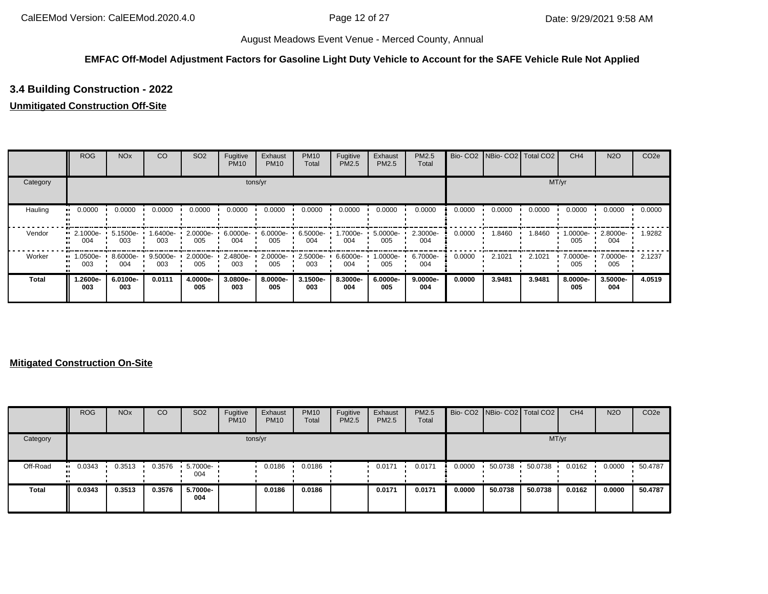**EMFAC Off-Model Adjustment Factors for Gasoline Light Duty Vehicle to Account for the SAFE Vehicle Rule Not Applied**

## 3.4 Building Construction - 2022

**Unmitigated Construction Off-Site**

| | ROG | NOx | CO | SO2 | Fugitive PM10 | Exhaust PM10 | PM10 Total | Fugitive PM2.5 | Exhaust PM2.5 | PM2.5 Total | Bio- CO2 | NBio- CO2 | Total CO2 | CH4 | N2O | CO2e |
|---|---|---|---|---|---|---|---|---|---|---|---|---|---|---|---|---|
| Category | tons/yr | | | | | | | | | | MT/yr | | | | | |
| Hauling | 0.0000 | 0.0000 | 0.0000 | 0.0000 | 0.0000 | 0.0000 | 0.0000 | 0.0000 | 0.0000 | 0.0000 | 0.0000 | 0.0000 | 0.0000 | 0.0000 | 0.0000 | 0.0000 |
| Vendor | 2.1000e-004 | 5.1500e-003 | 1.6400e-003 | 2.0000e-005 | 6.0000e-004 | 6.0000e-005 | 6.5000e-004 | 1.7000e-004 | 5.0000e-005 | 2.3000e-004 | 0.0000 | 1.8460 | 1.8460 | 1.0000e-005 | 2.8000e-004 | 1.9282 |
| Worker | 1.0500e-003 | 8.6000e-004 | 9.5000e-003 | 2.0000e-005 | 2.4800e-003 | 2.0000e-005 | 2.5000e-003 | 6.6000e-004 | 1.0000e-005 | 6.7000e-004 | 0.0000 | 2.1021 | 2.1021 | 7.0000e-005 | 7.0000e-005 | 2.1237 |
| **Total** | **1.2600e-003** | **6.0100e-003** | **0.0111** | **4.0000e-005** | **3.0800e-003** | **8.0000e-005** | **3.1500e-003** | **8.3000e-004** | **6.0000e-005** | **9.0000e-004** | **0.0000** | **3.9481** | **3.9481** | **8.0000e-005** | **3.5000e-004** | **4.0519** |

**Mitigated Construction On-Site**

| | ROG | NOx | CO | SO2 | Fugitive PM10 | Exhaust PM10 | PM10 Total | Fugitive PM2.5 | Exhaust PM2.5 | PM2.5 Total | Bio- CO2 | NBio- CO2 | Total CO2 | CH4 | N2O | CO2e |
|---|---|---|---|---|---|---|---|---|---|---|---|---|---|---|---|---|
| Category | tons/yr | | | | | | | | | | MT/yr | | | | | |
| Off-Road | 0.0343 | 0.3513 | 0.3576 | 5.7000e-004 | | 0.0186 | 0.0186 | | 0.0171 | 0.0171 | 0.0000 | 50.0738 | 50.0738 | 0.0162 | 0.0000 | 50.4787 |
| **Total** | **0.0343** | **0.3513** | **0.3576** | **5.7000e-004** | | **0.0186** | **0.0186** | | **0.0171** | **0.0171** | **0.0000** | **50.0738** | **50.0738** | **0.0162** | **0.0000** | **50.4787** |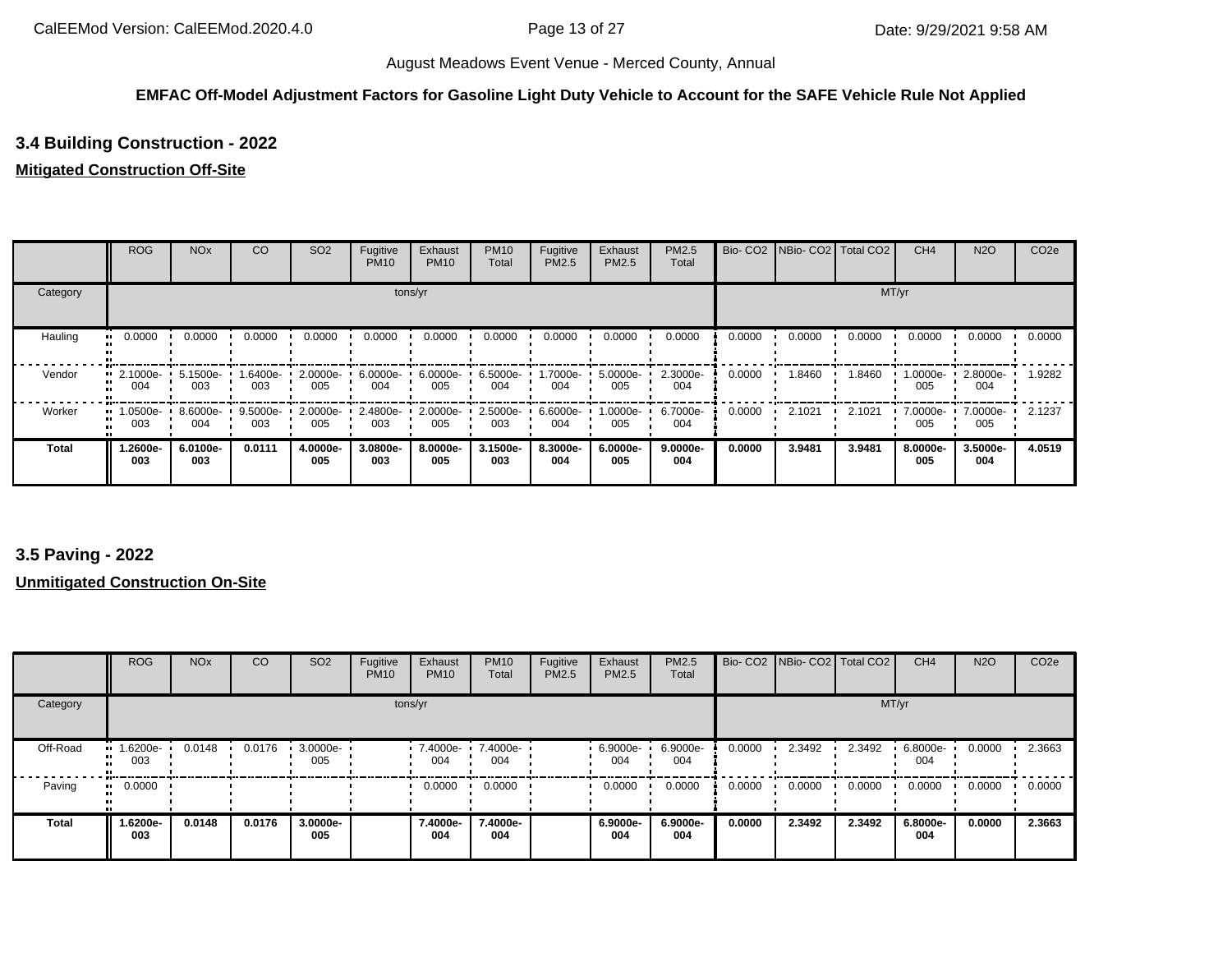August Meadows Event Venue - Merced County, Annual

**EMFAC Off-Model Adjustment Factors for Gasoline Light Duty Vehicle to Account for the SAFE Vehicle Rule Not Applied**

### 3.4 Building Construction - 2022

**Mitigated Construction Off-Site**

| | ROG | NOx | CO | SO2 | Fugitive PM10 | Exhaust PM10 | PM10 Total | Fugitive PM2.5 | Exhaust PM2.5 | PM2.5 Total | Bio- CO2 | NBio- CO2 | Total CO2 | CH4 | N2O | CO2e |
|---|---|---|---|---|---|---|---|---|---|---|---|---|---|---|---|---|
| Category | tons/yr | | | | | | | | | | MT/yr | | | | | |
| Hauling | 0.0000 | 0.0000 | 0.0000 | 0.0000 | 0.0000 | 0.0000 | 0.0000 | 0.0000 | 0.0000 | 0.0000 | 0.0000 | 0.0000 | 0.0000 | 0.0000 | 0.0000 | 0.0000 |
| Vendor | 2.1000e-004 | 5.1500e-003 | 1.6400e-003 | 2.0000e-005 | 6.0000e-004 | 6.0000e-005 | 6.5000e-004 | 1.7000e-004 | 5.0000e-005 | 2.3000e-004 | 0.0000 | 1.8460 | 1.8460 | 1.0000e-005 | 2.8000e-004 | 1.9282 |
| Worker | 1.0500e-003 | 8.6000e-004 | 9.5000e-003 | 2.0000e-005 | 2.4800e-003 | 2.0000e-005 | 2.5000e-003 | 6.6000e-004 | 1.0000e-005 | 6.7000e-004 | 0.0000 | 2.1021 | 2.1021 | 7.0000e-005 | 7.0000e-005 | 2.1237 |
| **Total** | **1.2600e-003** | **6.0100e-003** | **0.0111** | **4.0000e-005** | **3.0800e-003** | **8.0000e-005** | **3.1500e-003** | **8.3000e-004** | **6.0000e-005** | **9.0000e-004** | **0.0000** | **3.9481** | **3.9481** | **8.0000e-005** | **3.5000e-004** | **4.0519** |

### 3.5 Paving - 2022

**Unmitigated Construction On-Site**

| | ROG | NOx | CO | SO2 | Fugitive PM10 | Exhaust PM10 | PM10 Total | Fugitive PM2.5 | Exhaust PM2.5 | PM2.5 Total | Bio- CO2 | NBio- CO2 | Total CO2 | CH4 | N2O | CO2e |
|---|---|---|---|---|---|---|---|---|---|---|---|---|---|---|---|---|
| Category | tons/yr | | | | | | | | | | MT/yr | | | | | |
| Off-Road | 1.6200e-003 | 0.0148 | 0.0176 | 3.0000e-005 | | 7.4000e-004 | 7.4000e-004 | | 6.9000e-004 | 6.9000e-004 | 0.0000 | 2.3492 | 2.3492 | 6.8000e-004 | 0.0000 | 2.3663 |
| Paving | 0.0000 | | | | | 0.0000 | 0.0000 | | 0.0000 | 0.0000 | 0.0000 | 0.0000 | 0.0000 | 0.0000 | 0.0000 | 0.0000 |
| **Total** | **1.6200e-003** | **0.0148** | **0.0176** | **3.0000e-005** | | **7.4000e-004** | **7.4000e-004** | | **6.9000e-004** | **6.9000e-004** | **0.0000** | **2.3492** | **2.3492** | **6.8000e-004** | **0.0000** | **2.3663** |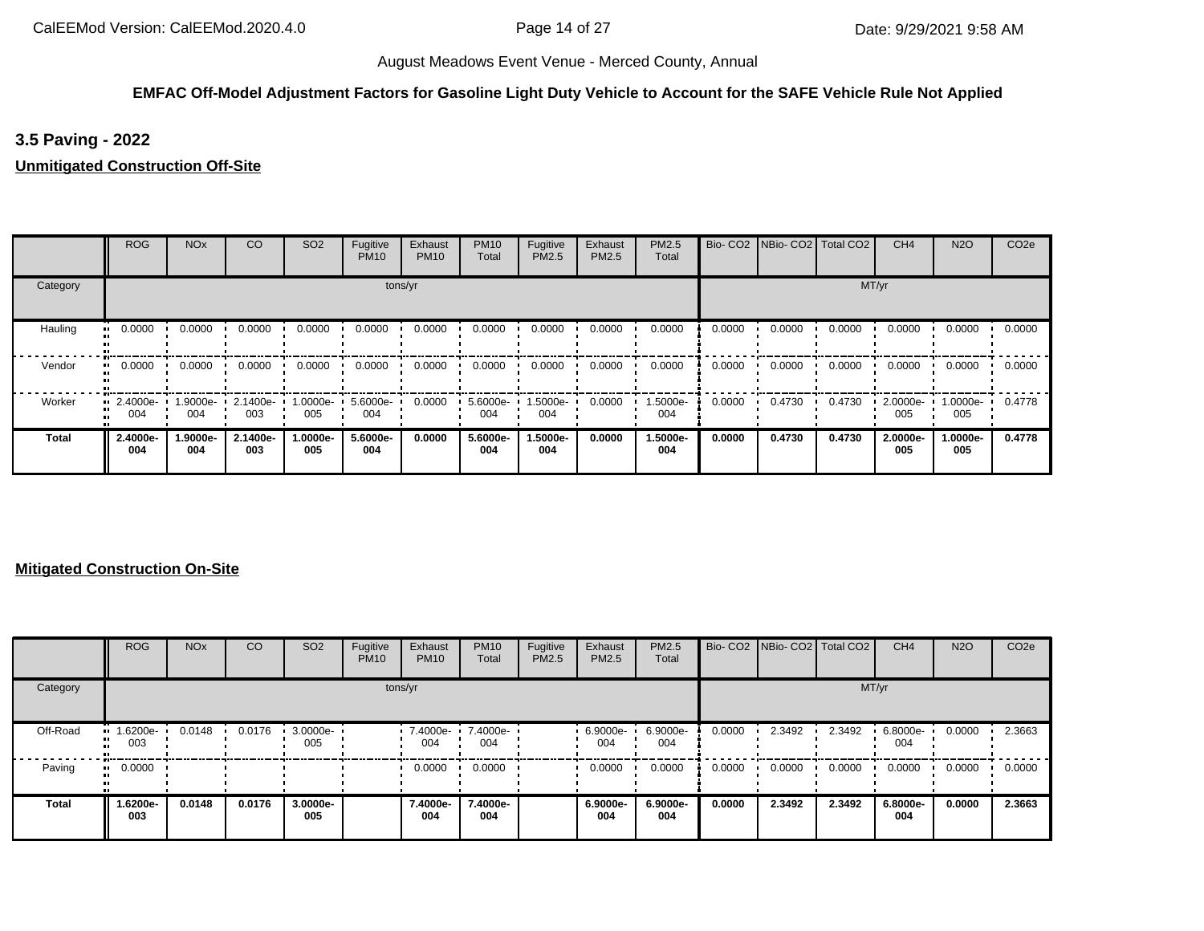August Meadows Event Venue - Merced County, Annual

**EMFAC Off-Model Adjustment Factors for Gasoline Light Duty Vehicle to Account for the SAFE Vehicle Rule Not Applied**

### 3.5 Paving - 2022

**Unmitigated Construction Off-Site**

| | ROG | NOx | CO | SO2 | Fugitive PM10 | Exhaust PM10 | PM10 Total | Fugitive PM2.5 | Exhaust PM2.5 | PM2.5 Total | Bio- CO2 | NBio- CO2 | Total CO2 | CH4 | N2O | CO2e |
|---|---|---|---|---|---|---|---|---|---|---|---|---|---|---|---|---|
| Category | tons/yr | | | | | | | | | | MT/yr | | | | | |
| Hauling | 0.0000 | 0.0000 | 0.0000 | 0.0000 | 0.0000 | 0.0000 | 0.0000 | 0.0000 | 0.0000 | 0.0000 | 0.0000 | 0.0000 | 0.0000 | 0.0000 | 0.0000 | 0.0000 |
| Vendor | 0.0000 | 0.0000 | 0.0000 | 0.0000 | 0.0000 | 0.0000 | 0.0000 | 0.0000 | 0.0000 | 0.0000 | 0.0000 | 0.0000 | 0.0000 | 0.0000 | 0.0000 | 0.0000 |
| Worker | 2.4000e-004 | 1.9000e-004 | 2.1400e-003 | 1.0000e-005 | 5.6000e-004 | 0.0000 | 5.6000e-004 | 1.5000e-004 | 0.0000 | 1.5000e-004 | 0.0000 | 0.4730 | 0.4730 | 2.0000e-005 | 1.0000e-005 | 0.4778 |
| **Total** | **2.4000e-004** | **1.9000e-004** | **2.1400e-003** | **1.0000e-005** | **5.6000e-004** | **0.0000** | **5.6000e-004** | **1.5000e-004** | **0.0000** | **1.5000e-004** | **0.0000** | **0.4730** | **0.4730** | **2.0000e-005** | **1.0000e-005** | **0.4778** |

**Mitigated Construction On-Site**

| | ROG | NOx | CO | SO2 | Fugitive PM10 | Exhaust PM10 | PM10 Total | Fugitive PM2.5 | Exhaust PM2.5 | PM2.5 Total | Bio- CO2 | NBio- CO2 | Total CO2 | CH4 | N2O | CO2e |
|---|---|---|---|---|---|---|---|---|---|---|---|---|---|---|---|---|
| Category | tons/yr | | | | | | | | | | MT/yr | | | | | |
| Off-Road | 1.6200e-003 | 0.0148 | 0.0176 | 3.0000e-005 | | 7.4000e-004 | 7.4000e-004 | | 6.9000e-004 | 6.9000e-004 | 0.0000 | 2.3492 | 2.3492 | 6.8000e-004 | 0.0000 | 2.3663 |
| Paving | 0.0000 | | | | | 0.0000 | 0.0000 | | 0.0000 | 0.0000 | 0.0000 | 0.0000 | 0.0000 | 0.0000 | 0.0000 | 0.0000 |
| **Total** | **1.6200e-003** | **0.0148** | **0.0176** | **3.0000e-005** | | **7.4000e-004** | **7.4000e-004** | | **6.9000e-004** | **6.9000e-004** | **0.0000** | **2.3492** | **2.3492** | **6.8000e-004** | **0.0000** | **2.3663** |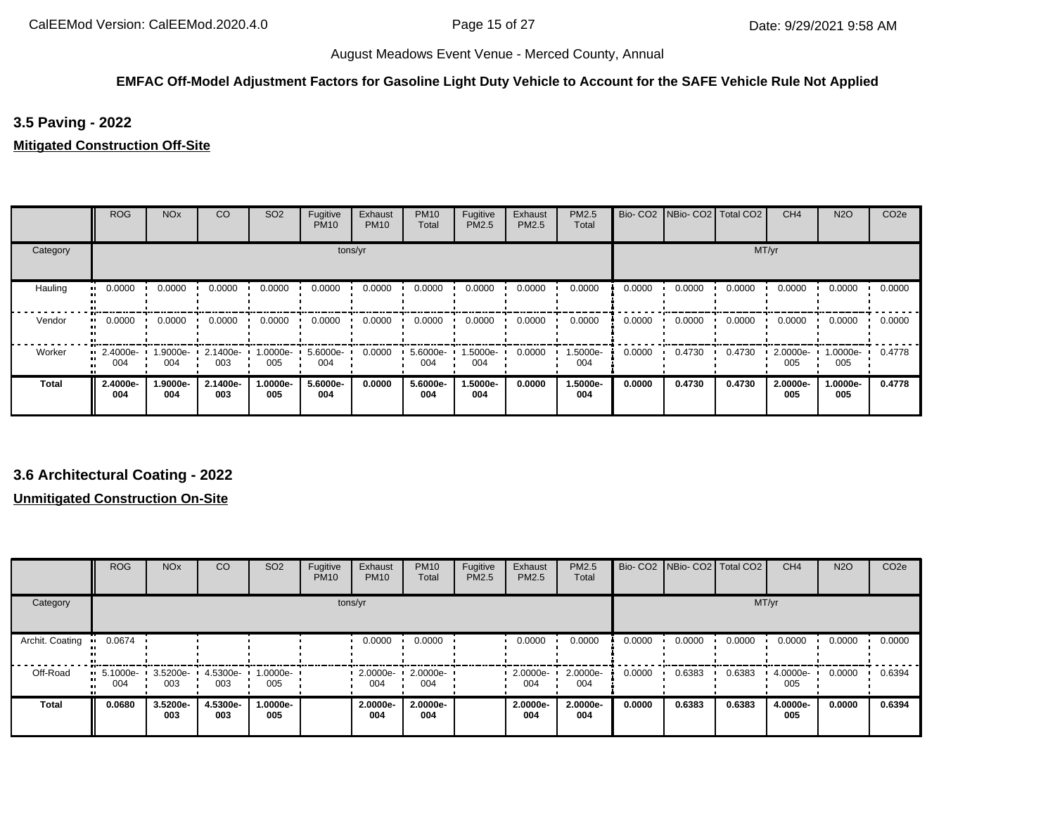August Meadows Event Venue - Merced County, Annual

**EMFAC Off-Model Adjustment Factors for Gasoline Light Duty Vehicle to Account for the SAFE Vehicle Rule Not Applied**

### 3.5 Paving - 2022

**Mitigated Construction Off-Site**

| | ROG | NOx | CO | SO2 | Fugitive PM10 | Exhaust PM10 | PM10 Total | Fugitive PM2.5 | Exhaust PM2.5 | PM2.5 Total | Bio- CO2 | NBio- CO2 | Total CO2 | CH4 | N2O | CO2e |
|---|---|---|---|---|---|---|---|---|---|---|---|---|---|---|---|---|
| Category | tons/yr | | | | | | | | | | MT/yr | | | | | |
| Hauling | 0.0000 | 0.0000 | 0.0000 | 0.0000 | 0.0000 | 0.0000 | 0.0000 | 0.0000 | 0.0000 | 0.0000 | 0.0000 | 0.0000 | 0.0000 | 0.0000 | 0.0000 | 0.0000 |
| Vendor | 0.0000 | 0.0000 | 0.0000 | 0.0000 | 0.0000 | 0.0000 | 0.0000 | 0.0000 | 0.0000 | 0.0000 | 0.0000 | 0.0000 | 0.0000 | 0.0000 | 0.0000 | 0.0000 |
| Worker | 2.4000e-004 | 1.9000e-004 | 2.1400e-003 | 1.0000e-005 | 5.6000e-004 | 0.0000 | 5.6000e-004 | 1.5000e-004 | 0.0000 | 1.5000e-004 | 0.0000 | 0.4730 | 0.4730 | 2.0000e-005 | 1.0000e-005 | 0.4778 |
| **Total** | **2.4000e-004** | **1.9000e-004** | **2.1400e-003** | **1.0000e-005** | **5.6000e-004** | **0.0000** | **5.6000e-004** | **1.5000e-004** | **0.0000** | **1.5000e-004** | **0.0000** | **0.4730** | **0.4730** | **2.0000e-005** | **1.0000e-005** | **0.4778** |

### 3.6 Architectural Coating - 2022

**Unmitigated Construction On-Site**

| | ROG | NOx | CO | SO2 | Fugitive PM10 | Exhaust PM10 | PM10 Total | Fugitive PM2.5 | Exhaust PM2.5 | PM2.5 Total | Bio- CO2 | NBio- CO2 | Total CO2 | CH4 | N2O | CO2e |
|---|---|---|---|---|---|---|---|---|---|---|---|---|---|---|---|---|
| Category | tons/yr | | | | | | | | | | MT/yr | | | | | |
| Archit. Coating | 0.0674 | | | | | 0.0000 | 0.0000 | | 0.0000 | 0.0000 | 0.0000 | 0.0000 | 0.0000 | 0.0000 | 0.0000 | 0.0000 |
| Off-Road | 5.1000e-004 | 3.5200e-003 | 4.5300e-003 | 1.0000e-005 | | 2.0000e-004 | 2.0000e-004 | | 2.0000e-004 | 2.0000e-004 | 0.0000 | 0.6383 | 0.6383 | 4.0000e-005 | 0.0000 | 0.6394 |
| **Total** | **0.0680** | **3.5200e-003** | **4.5300e-003** | **1.0000e-005** | | **2.0000e-004** | **2.0000e-004** | | **2.0000e-004** | **2.0000e-004** | **0.0000** | **0.6383** | **0.6383** | **4.0000e-005** | **0.0000** | **0.6394** |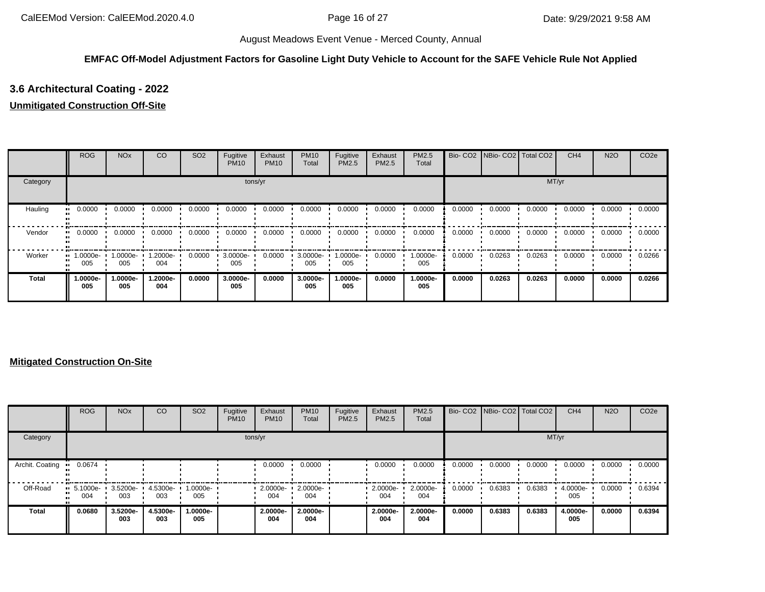**EMFAC Off-Model Adjustment Factors for Gasoline Light Duty Vehicle to Account for the SAFE Vehicle Rule Not Applied**

### 3.6 Architectural Coating - 2022

**Unmitigated Construction Off-Site**

| | ROG | NOx | CO | SO2 | Fugitive PM10 | Exhaust PM10 | PM10 Total | Fugitive PM2.5 | Exhaust PM2.5 | PM2.5 Total | Bio- CO2 | NBio- CO2 | Total CO2 | CH4 | N2O | CO2e |
|---|---|---|---|---|---|---|---|---|---|---|---|---|---|---|---|---|
| Category | tons/yr | | | | | | | | | | MT/yr | | | | | |
| Hauling | 0.0000 | 0.0000 | 0.0000 | 0.0000 | 0.0000 | 0.0000 | 0.0000 | 0.0000 | 0.0000 | 0.0000 | 0.0000 | 0.0000 | 0.0000 | 0.0000 | 0.0000 | 0.0000 |
| Vendor | 0.0000 | 0.0000 | 0.0000 | 0.0000 | 0.0000 | 0.0000 | 0.0000 | 0.0000 | 0.0000 | 0.0000 | 0.0000 | 0.0000 | 0.0000 | 0.0000 | 0.0000 | 0.0000 |
| Worker | 1.0000e-005 | 1.0000e-005 | 1.2000e-004 | 0.0000 | 3.0000e-005 | 0.0000 | 3.0000e-005 | 1.0000e-005 | 0.0000 | 1.0000e-005 | 0.0000 | 0.0263 | 0.0263 | 0.0000 | 0.0000 | 0.0266 |
| **Total** | **1.0000e-005** | **1.0000e-005** | **1.2000e-004** | **0.0000** | **3.0000e-005** | **0.0000** | **3.0000e-005** | **1.0000e-005** | **0.0000** | **1.0000e-005** | **0.0000** | **0.0263** | **0.0263** | **0.0000** | **0.0000** | **0.0266** |

**Mitigated Construction On-Site**

| | ROG | NOx | CO | SO2 | Fugitive PM10 | Exhaust PM10 | PM10 Total | Fugitive PM2.5 | Exhaust PM2.5 | PM2.5 Total | Bio- CO2 | NBio- CO2 | Total CO2 | CH4 | N2O | CO2e |
|---|---|---|---|---|---|---|---|---|---|---|---|---|---|---|---|---|
| Category | tons/yr | | | | | | | | | | MT/yr | | | | | |
| Archit. Coating | 0.0674 | | | | | 0.0000 | 0.0000 | | 0.0000 | 0.0000 | 0.0000 | 0.0000 | 0.0000 | 0.0000 | 0.0000 | 0.0000 |
| Off-Road | 5.1000e-004 | 3.5200e-003 | 4.5300e-003 | 1.0000e-005 | | 2.0000e-004 | 2.0000e-004 | | 2.0000e-004 | 2.0000e-004 | 0.0000 | 0.6383 | 0.6383 | 4.0000e-005 | 0.0000 | 0.6394 |
| **Total** | **0.0680** | **3.5200e-003** | **4.5300e-003** | **1.0000e-005** | | **2.0000e-004** | **2.0000e-004** | | **2.0000e-004** | **2.0000e-004** | **0.0000** | **0.6383** | **0.6383** | **4.0000e-005** | **0.0000** | **0.6394** |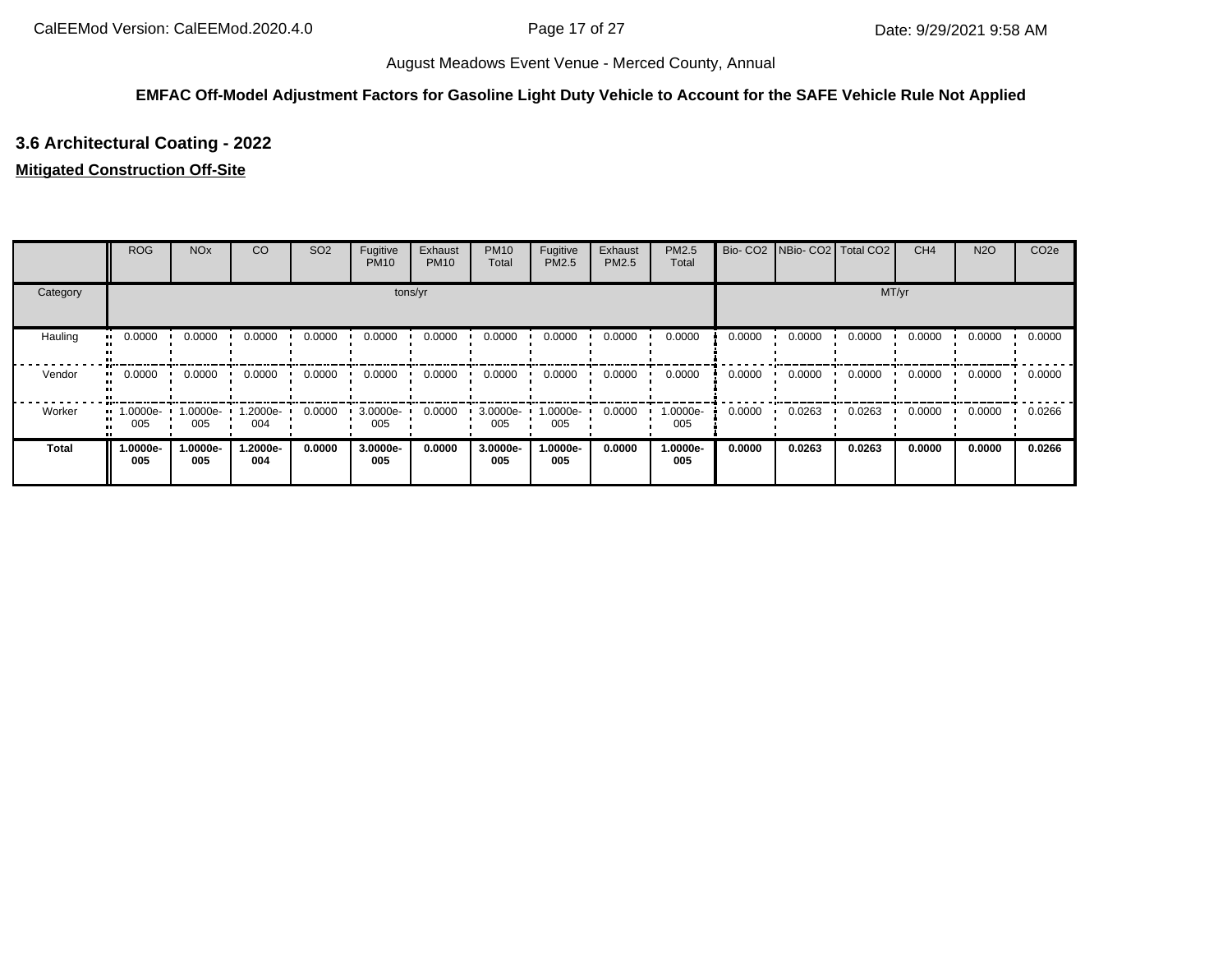**EMFAC Off-Model Adjustment Factors for Gasoline Light Duty Vehicle to Account for the SAFE Vehicle Rule Not Applied**

### 3.6 Architectural Coating - 2022

**Mitigated Construction Off-Site**

| | ROG | NOx | CO | SO2 | Fugitive PM10 | Exhaust PM10 | PM10 Total | Fugitive PM2.5 | Exhaust PM2.5 | PM2.5 Total | Bio- CO2 | NBio- CO2 | Total CO2 | CH4 | N2O | CO2e |
|---|---|---|---|---|---|---|---|---|---|---|---|---|---|---|---|---|
| Category | tons/yr | | | | | | | | | | MT/yr | | | | | |
| Hauling | 0.0000 | 0.0000 | 0.0000 | 0.0000 | 0.0000 | 0.0000 | 0.0000 | 0.0000 | 0.0000 | 0.0000 | 0.0000 | 0.0000 | 0.0000 | 0.0000 | 0.0000 | 0.0000 |
| Vendor | 0.0000 | 0.0000 | 0.0000 | 0.0000 | 0.0000 | 0.0000 | 0.0000 | 0.0000 | 0.0000 | 0.0000 | 0.0000 | 0.0000 | 0.0000 | 0.0000 | 0.0000 | 0.0000 |
| Worker | 1.0000e-005 | 1.0000e-005 | 1.2000e-004 | 0.0000 | 3.0000e-005 | 0.0000 | 3.0000e-005 | 1.0000e-005 | 0.0000 | 1.0000e-005 | 0.0000 | 0.0263 | 0.0263 | 0.0000 | 0.0000 | 0.0266 |
| **Total** | **1.0000e-005** | **1.0000e-005** | **1.2000e-004** | **0.0000** | **3.0000e-005** | **0.0000** | **3.0000e-005** | **1.0000e-005** | **0.0000** | **1.0000e-005** | **0.0000** | **0.0263** | **0.0263** | **0.0000** | **0.0000** | **0.0266** |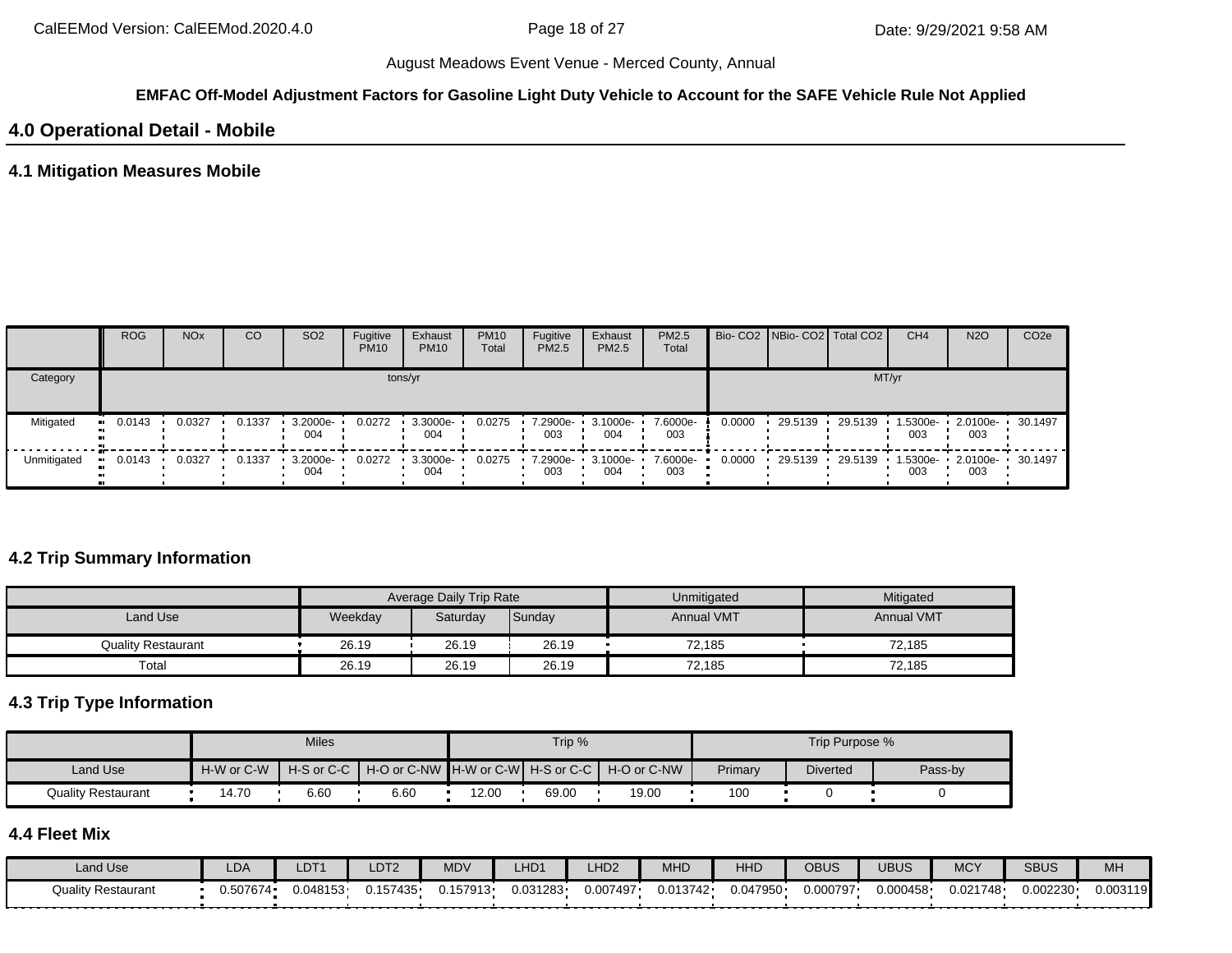August Meadows Event Venue - Merced County, Annual

**EMFAC Off-Model Adjustment Factors for Gasoline Light Duty Vehicle to Account for the SAFE Vehicle Rule Not Applied**

## 4.0 Operational Detail - Mobile

### 4.1 Mitigation Measures Mobile

| | ROG | NOx | CO | SO2 | Fugitive PM10 | Exhaust PM10 | PM10 Total | Fugitive PM2.5 | Exhaust PM2.5 | PM2.5 Total | Bio- CO2 | NBio- CO2 | Total CO2 | CH4 | N2O | CO2e |
|---|---|---|---|---|---|---|---|---|---|---|---|---|---|---|---|---|
| Category | tons/yr | | | | | | | | | | MT/yr | | | | | |
| Mitigated | 0.0143 | 0.0327 | 0.1337 | 3.2000e-004 | 0.0272 | 3.3000e-004 | 0.0275 | 7.2900e-003 | 3.1000e-004 | 7.6000e-003 | 0.0000 | 29.5139 | 29.5139 | 1.5300e-003 | 2.0100e-003 | 30.1497 |
| Unmitigated | 0.0143 | 0.0327 | 0.1337 | 3.2000e-004 | 0.0272 | 3.3000e-004 | 0.0275 | 7.2900e-003 | 3.1000e-004 | 7.6000e-003 | 0.0000 | 29.5139 | 29.5139 | 1.5300e-003 | 2.0100e-003 | 30.1497 |

### 4.2 Trip Summary Information

| | Average Daily Trip Rate | | | Unmitigated | Mitigated |
|---|---|---|---|---|---|
| Land Use | Weekday | Saturday | Sunday | Annual VMT | Annual VMT |
| Quality Restaurant | 26.19 | 26.19 | 26.19 | 72,185 | 72,185 |
| Total | 26.19 | 26.19 | 26.19 | 72,185 | 72,185 |

### 4.3 Trip Type Information

| | Miles | | | Trip % | | | Trip Purpose % | | |
|---|---|---|---|---|---|---|---|---|---|
| Land Use | H-W or C-W | H-S or C-C | H-O or C-NW | H-W or C-W | H-S or C-C | H-O or C-NW | Primary | Diverted | Pass-by |
| Quality Restaurant | 14.70 | 6.60 | 6.60 | 12.00 | 69.00 | 19.00 | 100 | 0 | 0 |

### 4.4 Fleet Mix

| Land Use | LDA | LDT1 | LDT2 | MDV | LHD1 | LHD2 | MHD | HHD | OBUS | UBUS | MCY | SBUS | MH |
|---|---|---|---|---|---|---|---|---|---|---|---|---|---|
| Quality Restaurant | 0.507674 | 0.048153 | 0.157435 | 0.157913 | 0.031283 | 0.007497 | 0.013742 | 0.047950 | 0.000797 | 0.000458 | 0.021748 | 0.002230 | 0.003119 |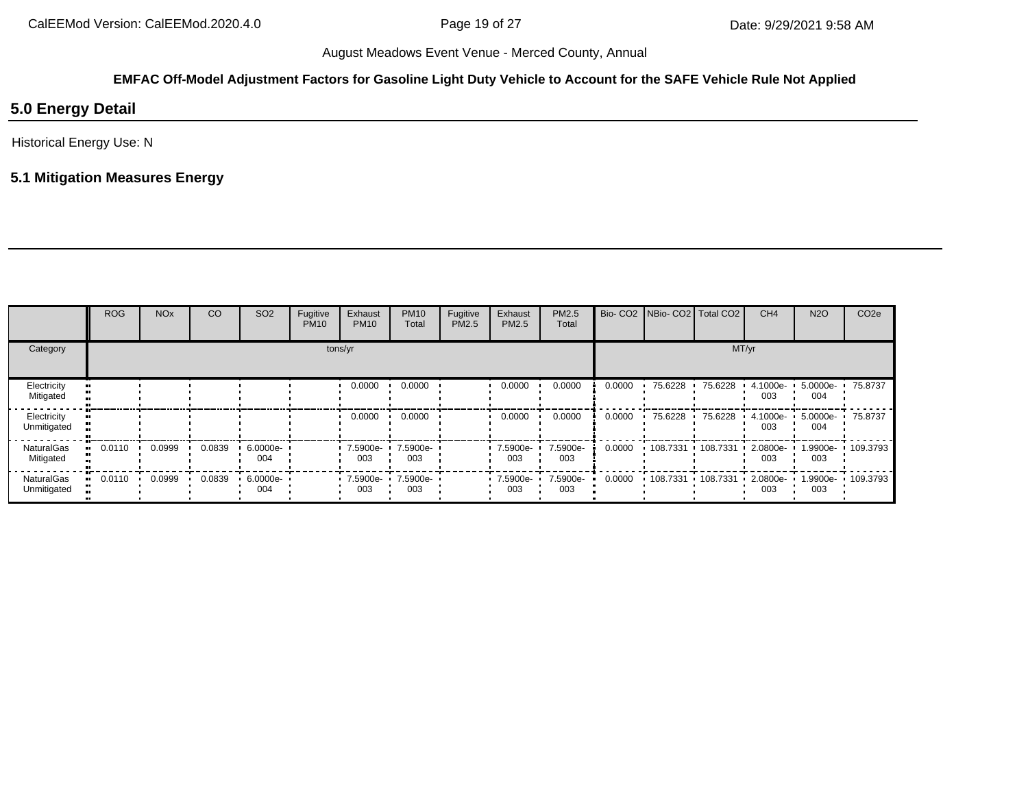August Meadows Event Venue - Merced County, Annual

**EMFAC Off-Model Adjustment Factors for Gasoline Light Duty Vehicle to Account for the SAFE Vehicle Rule Not Applied**

## 5.0 Energy Detail

Historical Energy Use: N

### 5.1 Mitigation Measures Energy

| | ROG | NOx | CO | SO2 | Fugitive PM10 | Exhaust PM10 | PM10 Total | Fugitive PM2.5 | Exhaust PM2.5 | PM2.5 Total | Bio- CO2 | NBio- CO2 | Total CO2 | CH4 | N2O | CO2e |
|---|---|---|---|---|---|---|---|---|---|---|---|---|---|---|---|---|
| Category | tons/yr | | | | | | | | | | MT/yr | | | | | |
| Electricity Mitigated | | | | | | 0.0000 | 0.0000 | | 0.0000 | 0.0000 | 0.0000 | 75.6228 | 75.6228 | 4.1000e-003 | 5.0000e-004 | 75.8737 |
| Electricity Unmitigated | | | | | | 0.0000 | 0.0000 | | 0.0000 | 0.0000 | 0.0000 | 75.6228 | 75.6228 | 4.1000e-003 | 5.0000e-004 | 75.8737 |
| NaturalGas Mitigated | 0.0110 | 0.0999 | 0.0839 | 6.0000e-004 | | 7.5900e-003 | 7.5900e-003 | | 7.5900e-003 | 7.5900e-003 | 0.0000 | 108.7331 | 108.7331 | 2.0800e-003 | 1.9900e-003 | 109.3793 |
| NaturalGas Unmitigated | 0.0110 | 0.0999 | 0.0839 | 6.0000e-004 | | 7.5900e-003 | 7.5900e-003 | | 7.5900e-003 | 7.5900e-003 | 0.0000 | 108.7331 | 108.7331 | 2.0800e-003 | 1.9900e-003 | 109.3793 |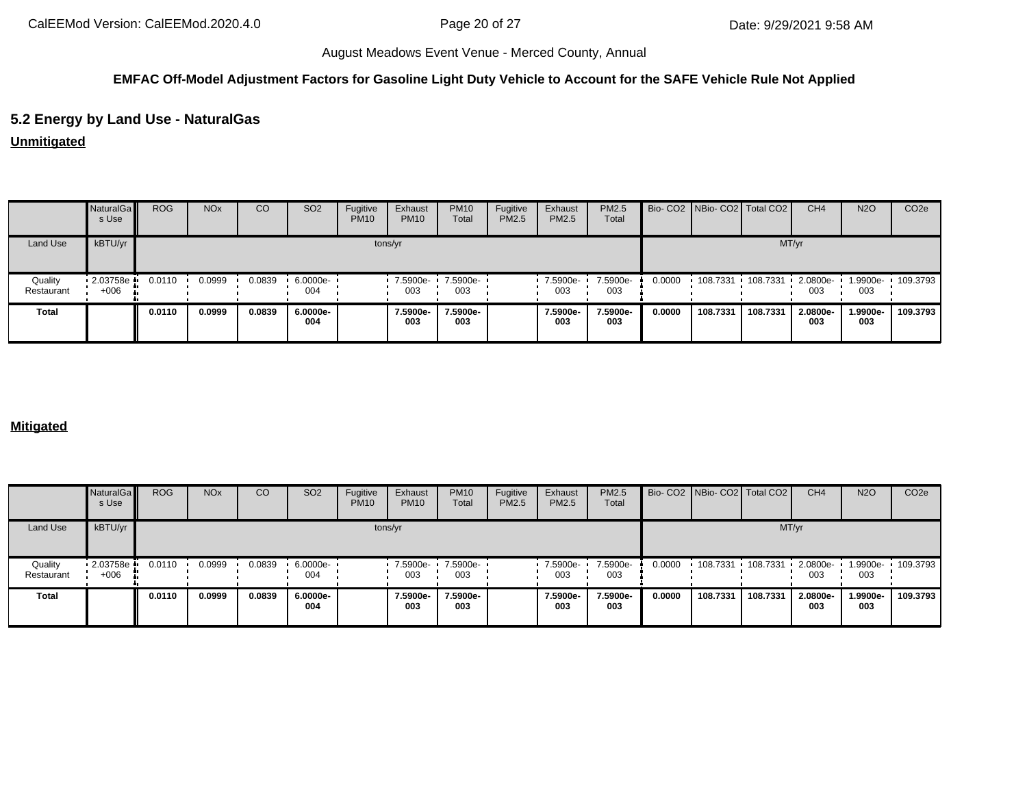**EMFAC Off-Model Adjustment Factors for Gasoline Light Duty Vehicle to Account for the SAFE Vehicle Rule Not Applied**

## 5.2 Energy by Land Use - NaturalGas

**Unmitigated**

| | NaturalGas Use | ROG | NOx | CO | SO2 | Fugitive PM10 | Exhaust PM10 | PM10 Total | Fugitive PM2.5 | Exhaust PM2.5 | PM2.5 Total | Bio- CO2 | NBio- CO2 | Total CO2 | CH4 | N2O | CO2e |
|---|---|---|---|---|---|---|---|---|---|---|---|---|---|---|---|---|---|
| Land Use | kBTU/yr | tons/yr | | | | | | | | | | MT/yr | | | | | |
| Quality Restaurant | 2.03758e+006 | 0.0110 | 0.0999 | 0.0839 | 6.0000e-004 | | 7.5900e-003 | 7.5900e-003 | | 7.5900e-003 | 7.5900e-003 | 0.0000 | 108.7331 | 108.7331 | 2.0800e-003 | 1.9900e-003 | 109.3793 |
| **Total** | | **0.0110** | **0.0999** | **0.0839** | **6.0000e-004** | | **7.5900e-003** | **7.5900e-003** | | **7.5900e-003** | **7.5900e-003** | **0.0000** | **108.7331** | **108.7331** | **2.0800e-003** | **1.9900e-003** | **109.3793** |

**Mitigated**

| | NaturalGas Use | ROG | NOx | CO | SO2 | Fugitive PM10 | Exhaust PM10 | PM10 Total | Fugitive PM2.5 | Exhaust PM2.5 | PM2.5 Total | Bio- CO2 | NBio- CO2 | Total CO2 | CH4 | N2O | CO2e |
|---|---|---|---|---|---|---|---|---|---|---|---|---|---|---|---|---|---|
| Land Use | kBTU/yr | tons/yr | | | | | | | | | | MT/yr | | | | | |
| Quality Restaurant | 2.03758e+006 | 0.0110 | 0.0999 | 0.0839 | 6.0000e-004 | | 7.5900e-003 | 7.5900e-003 | | 7.5900e-003 | 7.5900e-003 | 0.0000 | 108.7331 | 108.7331 | 2.0800e-003 | 1.9900e-003 | 109.3793 |
| **Total** | | **0.0110** | **0.0999** | **0.0839** | **6.0000e-004** | | **7.5900e-003** | **7.5900e-003** | | **7.5900e-003** | **7.5900e-003** | **0.0000** | **108.7331** | **108.7331** | **2.0800e-003** | **1.9900e-003** | **109.3793** |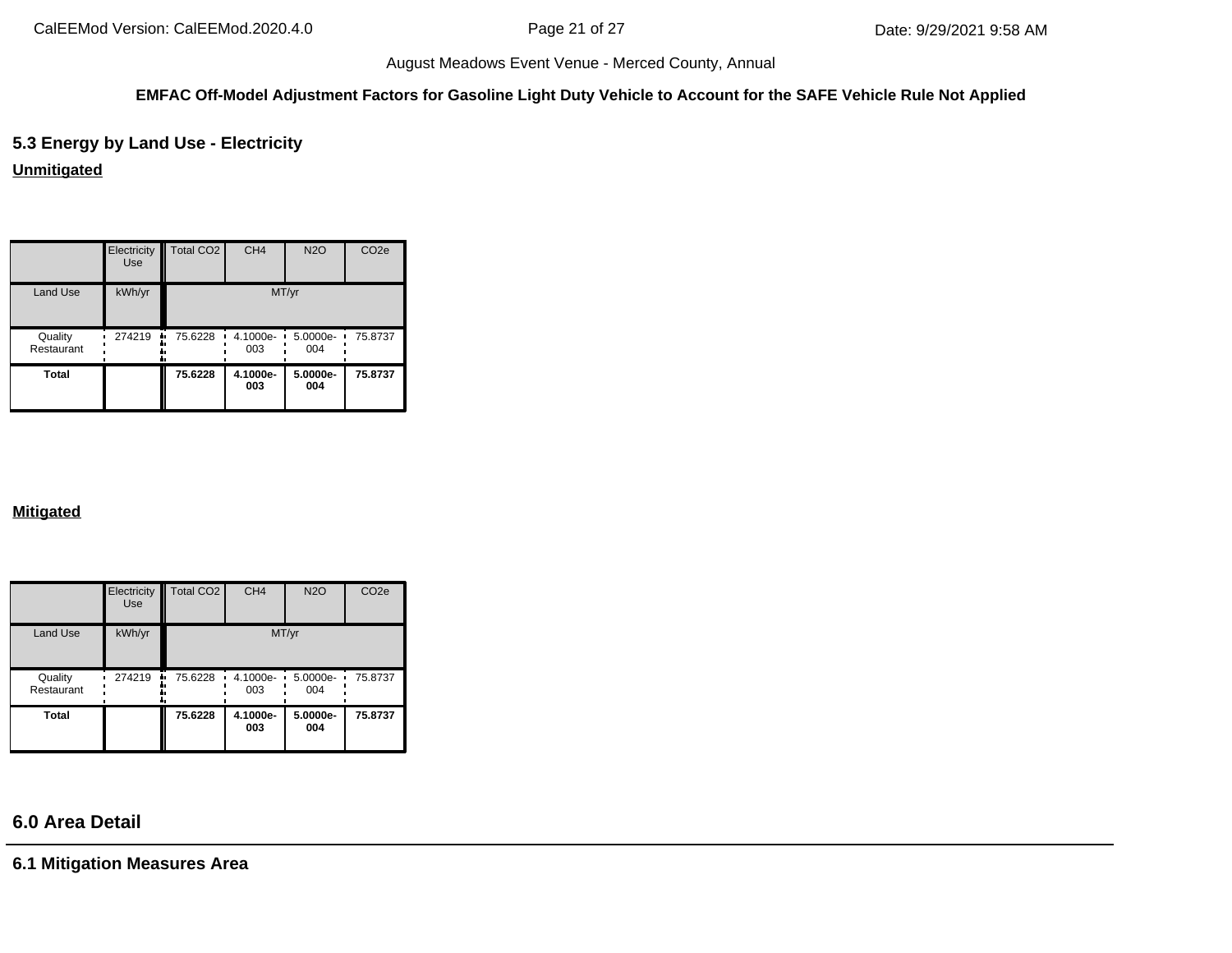**EMFAC Off-Model Adjustment Factors for Gasoline Light Duty Vehicle to Account for the SAFE Vehicle Rule Not Applied**

## 5.3 Energy by Land Use - Electricity

**Unmitigated**

| | Electricity Use | Total CO2 | CH4 | N2O | CO2e |
|---|---|---|---|---|---|
| Land Use | kWh/yr | MT/yr | | | |
| Quality Restaurant | 274219 | 75.6228 | 4.1000e-003 | 5.0000e-004 | 75.8737 |
| **Total** | | **75.6228** | **4.1000e-003** | **5.0000e-004** | **75.8737** |

**Mitigated**

| | Electricity Use | Total CO2 | CH4 | N2O | CO2e |
|---|---|---|---|---|---|
| Land Use | kWh/yr | MT/yr | | | |
| Quality Restaurant | 274219 | 75.6228 | 4.1000e-003 | 5.0000e-004 | 75.8737 |
| **Total** | | **75.6228** | **4.1000e-003** | **5.0000e-004** | **75.8737** |

# 6.0 Area Detail

## 6.1 Mitigation Measures Area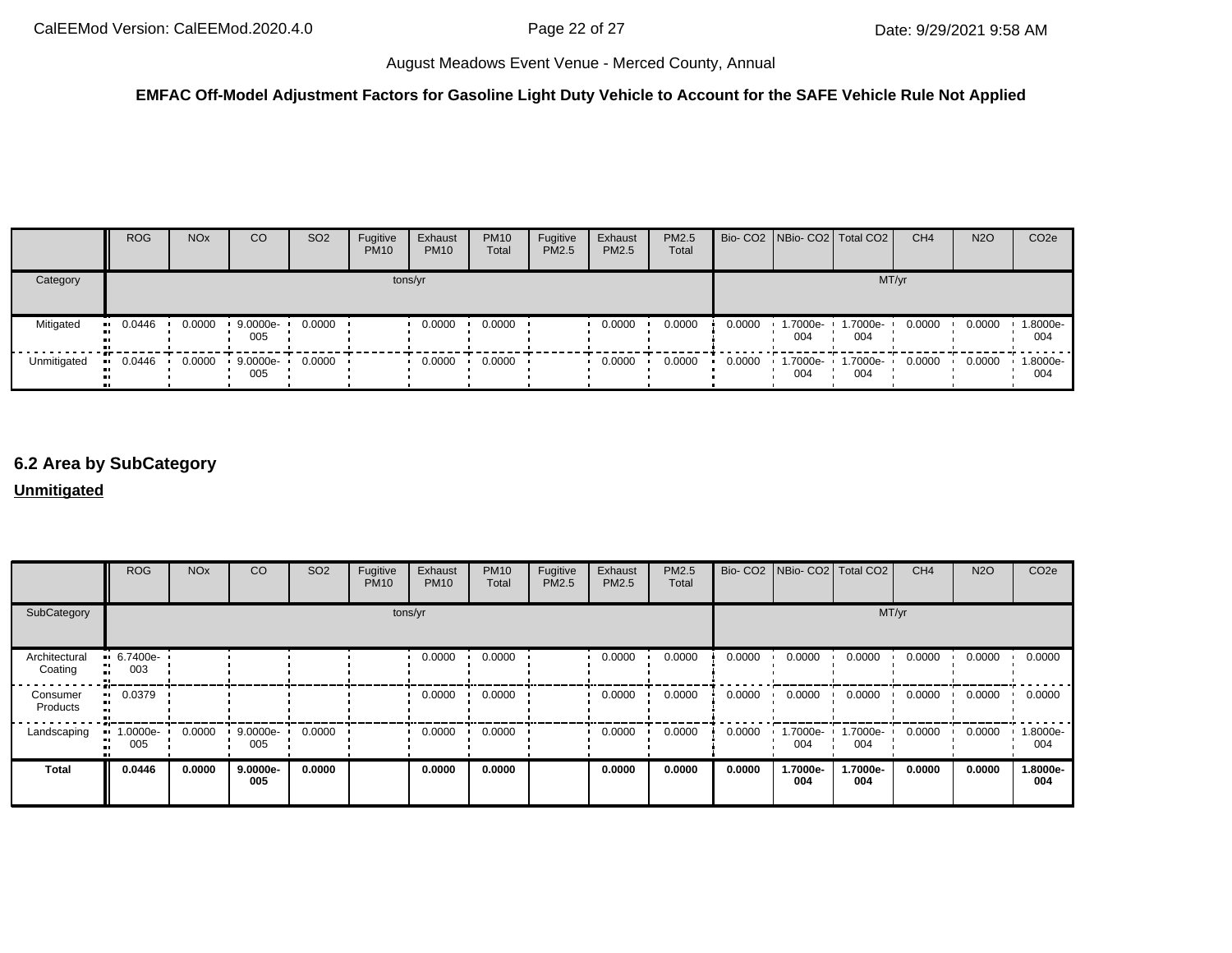August Meadows Event Venue - Merced County, Annual

**EMFAC Off-Model Adjustment Factors for Gasoline Light Duty Vehicle to Account for the SAFE Vehicle Rule Not Applied**

| | ROG | NOx | CO | SO2 | Fugitive PM10 | Exhaust PM10 | PM10 Total | Fugitive PM2.5 | Exhaust PM2.5 | PM2.5 Total | Bio- CO2 | NBio- CO2 | Total CO2 | CH4 | N2O | CO2e |
|---|---|---|---|---|---|---|---|---|---|---|---|---|---|---|---|---|
| Category | tons/yr | | | | | | | | | | MT/yr | | | | | |
| Mitigated | 0.0446 | 0.0000 | 9.0000e-005 | 0.0000 | | 0.0000 | 0.0000 | | 0.0000 | 0.0000 | 0.0000 | 1.7000e-004 | 1.7000e-004 | 0.0000 | 0.0000 | 1.8000e-004 |
| Unmitigated | 0.0446 | 0.0000 | 9.0000e-005 | 0.0000 | | 0.0000 | 0.0000 | | 0.0000 | 0.0000 | 0.0000 | 1.7000e-004 | 1.7000e-004 | 0.0000 | 0.0000 | 1.8000e-004 |

## 6.2 Area by SubCategory

**Unmitigated**

| | ROG | NOx | CO | SO2 | Fugitive PM10 | Exhaust PM10 | PM10 Total | Fugitive PM2.5 | Exhaust PM2.5 | PM2.5 Total | Bio- CO2 | NBio- CO2 | Total CO2 | CH4 | N2O | CO2e |
|---|---|---|---|---|---|---|---|---|---|---|---|---|---|---|---|---|
| SubCategory | tons/yr | | | | | | | | | | MT/yr | | | | | |
| Architectural Coating | 6.7400e-003 | | | | | 0.0000 | 0.0000 | | 0.0000 | 0.0000 | 0.0000 | 0.0000 | 0.0000 | 0.0000 | 0.0000 | 0.0000 |
| Consumer Products | 0.0379 | | | | | 0.0000 | 0.0000 | | 0.0000 | 0.0000 | 0.0000 | 0.0000 | 0.0000 | 0.0000 | 0.0000 | 0.0000 |
| Landscaping | 1.0000e-005 | 0.0000 | 9.0000e-005 | 0.0000 | | 0.0000 | 0.0000 | | 0.0000 | 0.0000 | 0.0000 | 1.7000e-004 | 1.7000e-004 | 0.0000 | 0.0000 | 1.8000e-004 |
| **Total** | **0.0446** | **0.0000** | **9.0000e-005** | **0.0000** | | **0.0000** | **0.0000** | | **0.0000** | **0.0000** | **0.0000** | **1.7000e-004** | **1.7000e-004** | **0.0000** | **0.0000** | **1.8000e-004** |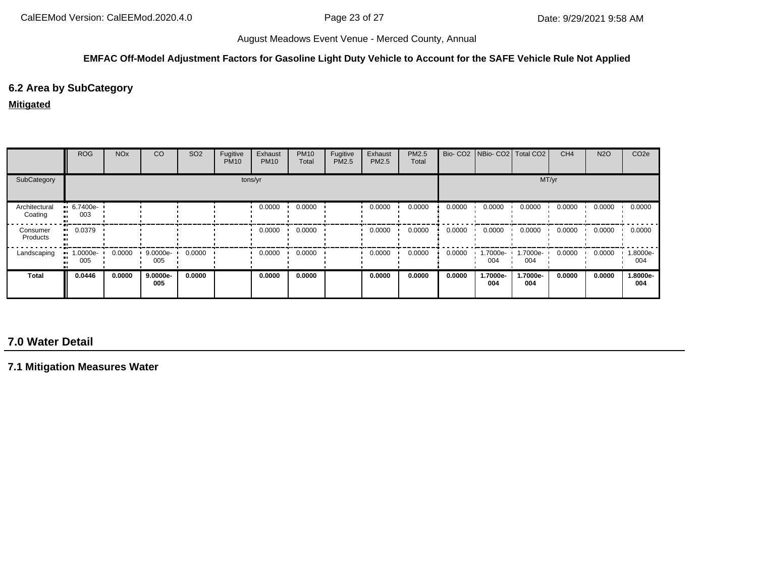**EMFAC Off-Model Adjustment Factors for Gasoline Light Duty Vehicle to Account for the SAFE Vehicle Rule Not Applied**

### 6.2 Area by SubCategory

**Mitigated**

| | ROG | NOx | CO | SO2 | Fugitive PM10 | Exhaust PM10 | PM10 Total | Fugitive PM2.5 | Exhaust PM2.5 | PM2.5 Total | Bio- CO2 | NBio- CO2 | Total CO2 | CH4 | N2O | CO2e |
|---|---|---|---|---|---|---|---|---|---|---|---|---|---|---|---|---|
| SubCategory | tons/yr | | | | | | | | | | MT/yr | | | | | |
| Architectural Coating | 6.7400e-003 | | | | | 0.0000 | 0.0000 | | 0.0000 | 0.0000 | 0.0000 | 0.0000 | 0.0000 | 0.0000 | 0.0000 | 0.0000 |
| Consumer Products | 0.0379 | | | | | 0.0000 | 0.0000 | | 0.0000 | 0.0000 | 0.0000 | 0.0000 | 0.0000 | 0.0000 | 0.0000 | 0.0000 |
| Landscaping | 1.0000e-005 | 0.0000 | 9.0000e-005 | 0.0000 | | 0.0000 | 0.0000 | | 0.0000 | 0.0000 | 0.0000 | 1.7000e-004 | 1.7000e-004 | 0.0000 | 0.0000 | 1.8000e-004 |
| **Total** | **0.0446** | **0.0000** | **9.0000e-005** | **0.0000** | | **0.0000** | **0.0000** | | **0.0000** | **0.0000** | **0.0000** | **1.7000e-004** | **1.7000e-004** | **0.0000** | **0.0000** | **1.8000e-004** |

## 7.0 Water Detail

### 7.1 Mitigation Measures Water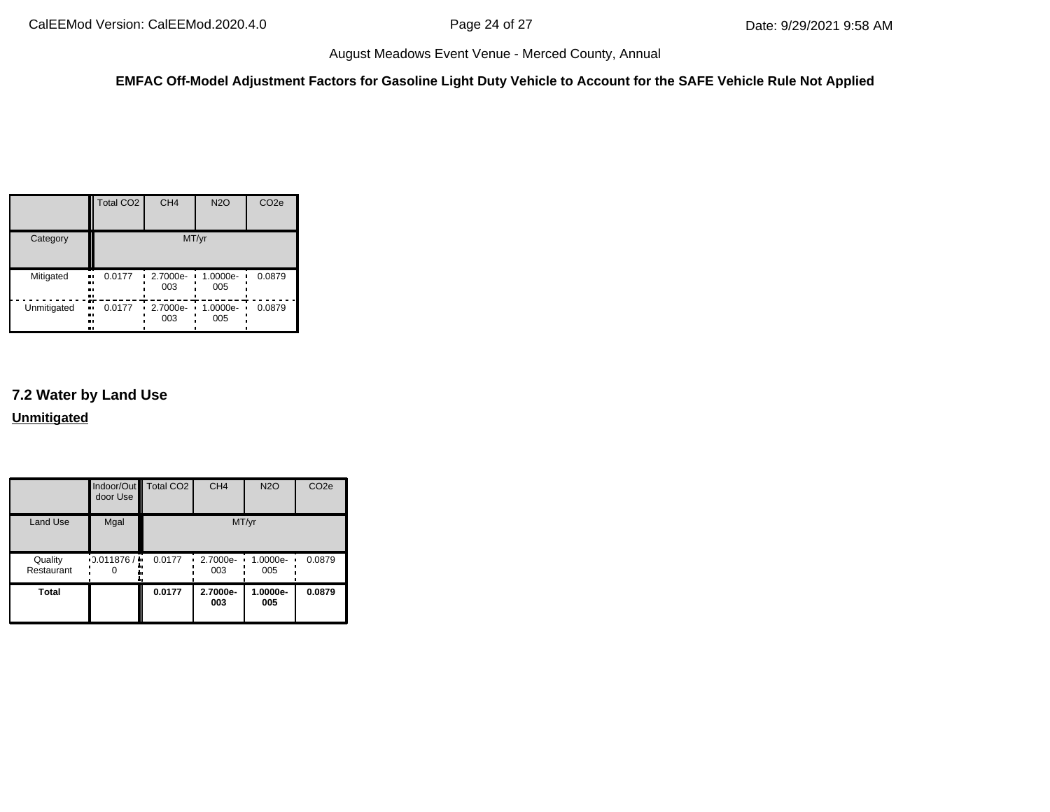|  | Total CO2 | CH4 | N2O | CO2e |
| --- | --- | --- | --- | --- |
| Category | MT/yr | | | |
| Mitigated | 0.0177 | 2.7000e-003 | 1.0000e-005 | 0.0879 |
| Unmitigated | 0.0177 | 2.7000e-003 | 1.0000e-005 | 0.0879 |

## 7.2 Water by Land Use

**Unmitigated**

|  | Indoor/Outdoor Use | Total CO2 | CH4 | N2O | CO2e |
| --- | --- | --- | --- | --- | --- |
| Land Use | Mgal | MT/yr | | | |
| Quality Restaurant | 0.011876 / 0 | 0.0177 | 2.7000e-003 | 1.0000e-005 | 0.0879 |
| **Total** |  | **0.0177** | **2.7000e-003** | **1.0000e-005** | **0.0879** |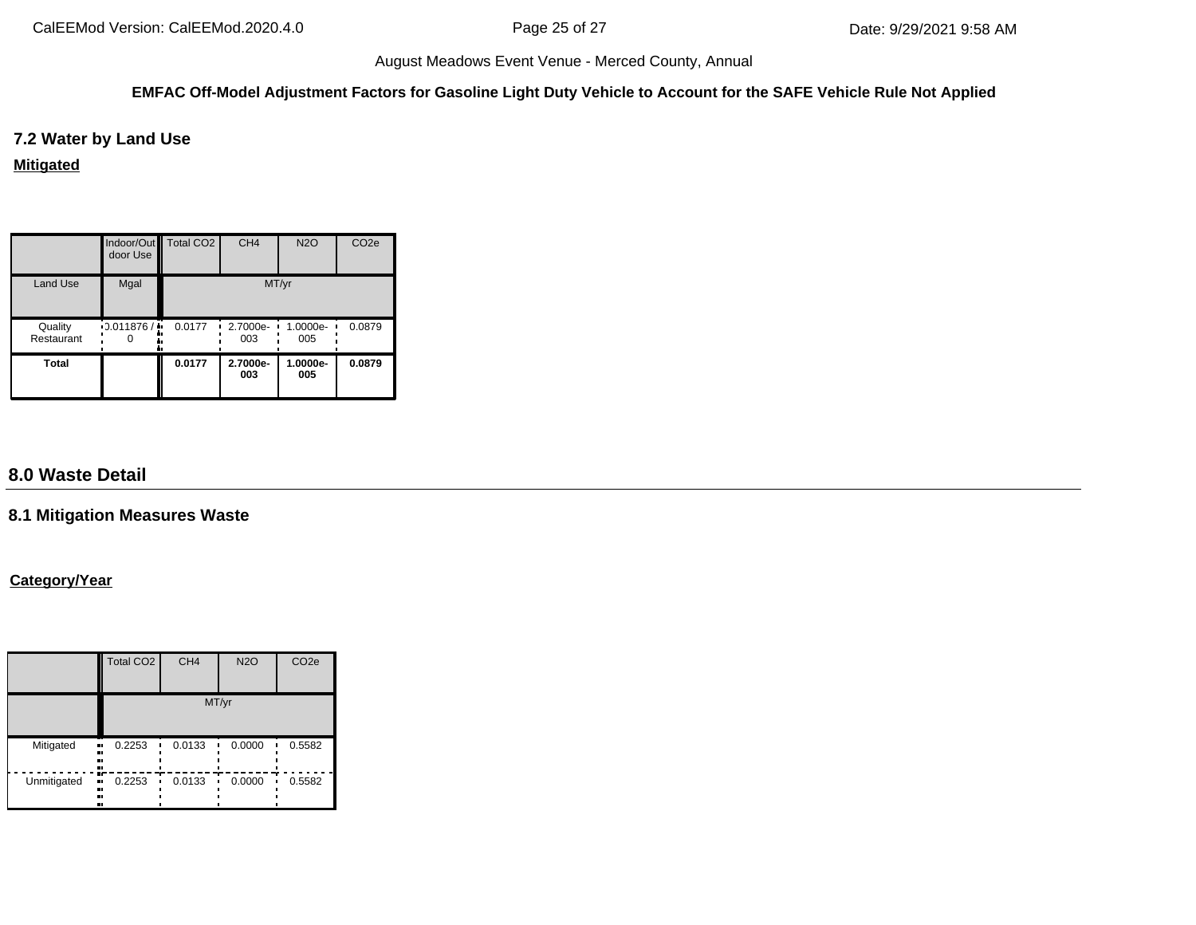**EMFAC Off-Model Adjustment Factors for Gasoline Light Duty Vehicle to Account for the SAFE Vehicle Rule Not Applied**

### 7.2 Water by Land Use

**Mitigated**

| | Indoor/Outdoor Use | Total CO2 | CH4 | N2O | CO2e |
|---|---|---|---|---|---|
| Land Use | Mgal | MT/yr | | | |
| Quality Restaurant | 0.011876 / 0 | 0.0177 | 2.7000e-003 | 1.0000e-005 | 0.0879 |
| **Total** | | **0.0177** | **2.7000e-003** | **1.0000e-005** | **0.0879** |

## 8.0 Waste Detail

### 8.1 Mitigation Measures Waste

**Category/Year**

| | Total CO2 | CH4 | N2O | CO2e |
|---|---|---|---|---|
| | MT/yr | | | |
| Mitigated | 0.2253 | 0.0133 | 0.0000 | 0.5582 |
| Unmitigated | 0.2253 | 0.0133 | 0.0000 | 0.5582 |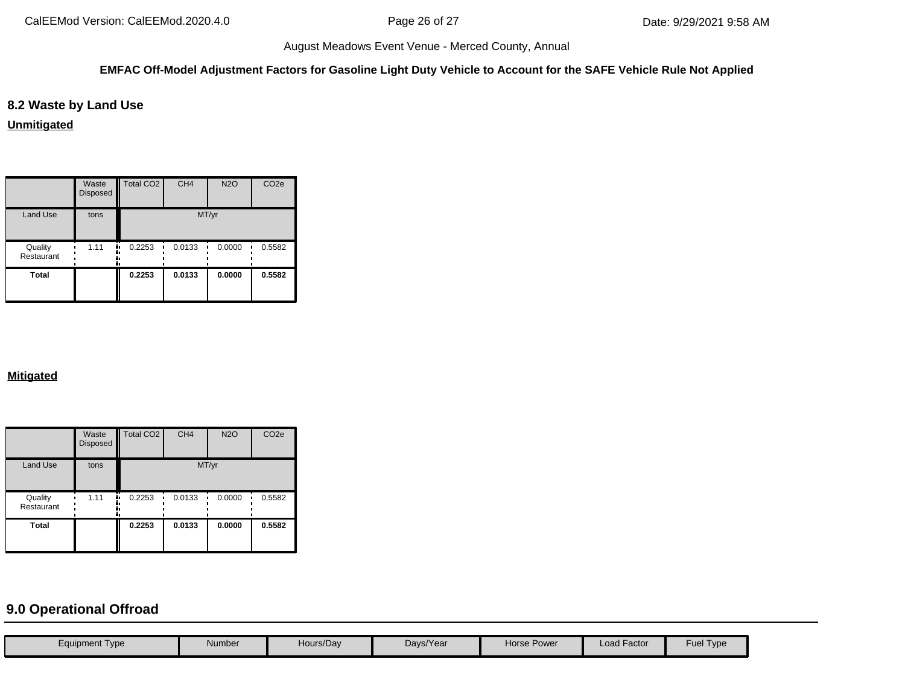**EMFAC Off-Model Adjustment Factors for Gasoline Light Duty Vehicle to Account for the SAFE Vehicle Rule Not Applied**

## 8.2 Waste by Land Use

**Unmitigated**

| | Waste Disposed | Total CO2 | CH4 | N2O | CO2e |
|---|---|---|---|---|---|
| Land Use | tons | MT/yr | | | |
| Quality Restaurant | 1.11 | 0.2253 | 0.0133 | 0.0000 | 0.5582 |
| **Total** | | **0.2253** | **0.0133** | **0.0000** | **0.5582** |

**Mitigated**

| | Waste Disposed | Total CO2 | CH4 | N2O | CO2e |
|---|---|---|---|---|---|
| Land Use | tons | MT/yr | | | |
| Quality Restaurant | 1.11 | 0.2253 | 0.0133 | 0.0000 | 0.5582 |
| **Total** | | **0.2253** | **0.0133** | **0.0000** | **0.5582** |

## 9.0 Operational Offroad

| Equipment Type | Number | Hours/Day | Days/Year | Horse Power | Load Factor | Fuel Type |
|---|---|---|---|---|---|---|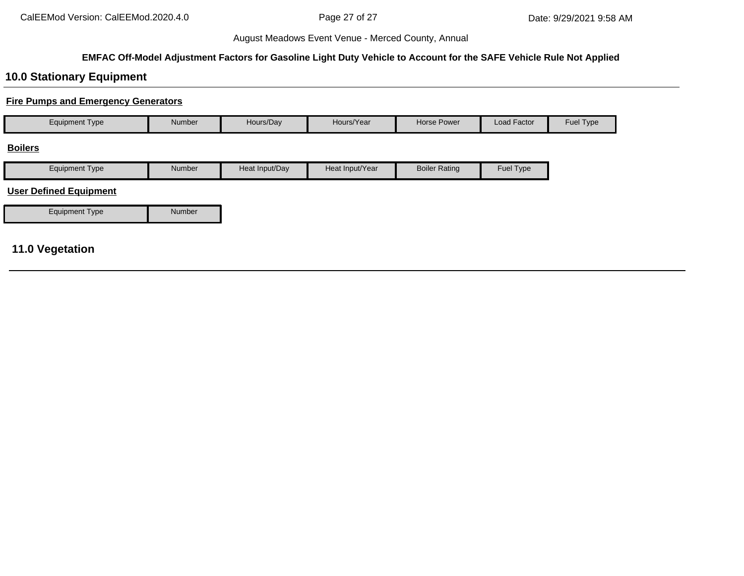## 10.0 Stationary Equipment

**Fire Pumps and Emergency Generators**

| Equipment Type | Number | Hours/Day | Hours/Year | Horse Power | Load Factor | Fuel Type |
|---|---|---|---|---|---|---|

**Boilers**

| Equipment Type | Number | Heat Input/Day | Heat Input/Year | Boiler Rating | Fuel Type |
|---|---|---|---|---|---|

**User Defined Equipment**

| Equipment Type | Number |
|---|---|

## 11.0 Vegetation